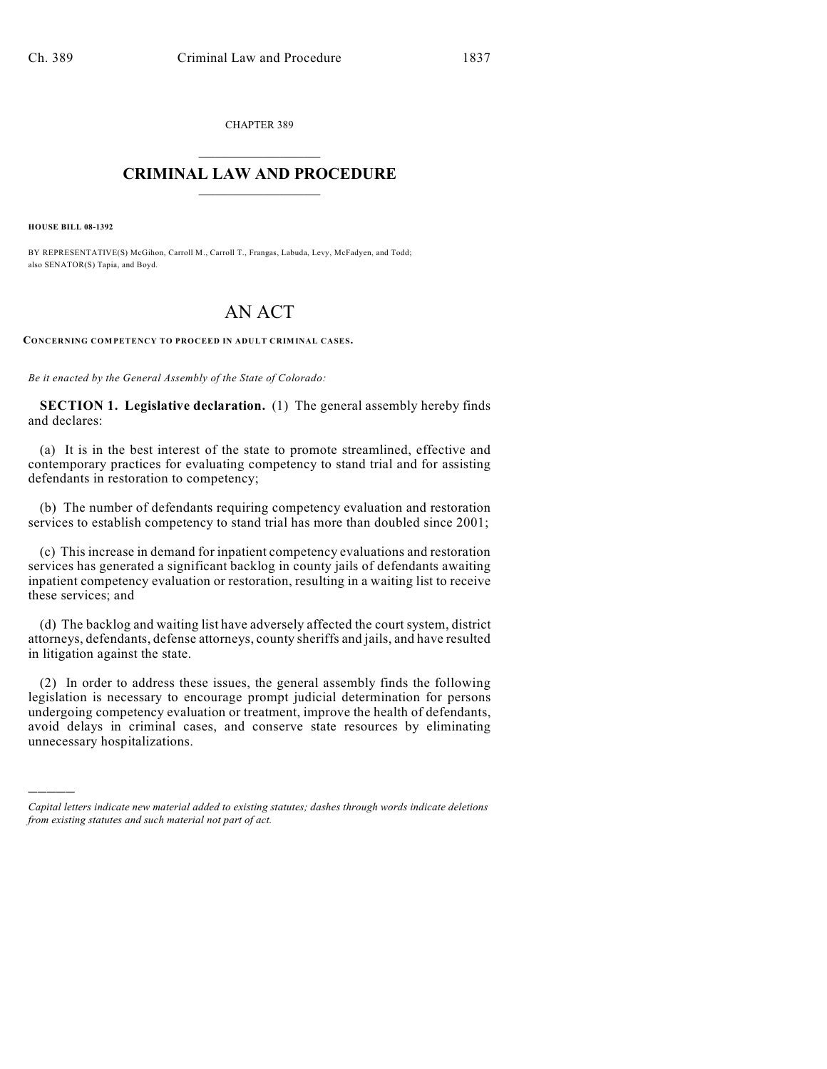CHAPTER 389

# CRIMINAL LAW AND PROCEDURE

**HOUSE BILL 08-1392**

BY REPRESENTATIVE(S) McGihon, Carroll M., Carroll T., Frangas, Labuda, Levy, McFadyen, and Todd; also SENATOR(S) Tapia, and Boyd.

# AN ACT

**CONCERNING COMPETENCY TO PROCEED IN ADULT CRIMINAL CASES.**

*Be it enacted by the General Assembly of the State of Colorado:*

**SECTION 1. Legislative declaration.** (1) The general assembly hereby finds and declares:

(a) It is in the best interest of the state to promote streamlined, effective and contemporary practices for evaluating competency to stand trial and for assisting defendants in restoration to competency;

(b) The number of defendants requiring competency evaluation and restoration services to establish competency to stand trial has more than doubled since 2001;

(c) This increase in demand for inpatient competency evaluations and restoration services has generated a significant backlog in county jails of defendants awaiting inpatient competency evaluation or restoration, resulting in a waiting list to receive these services; and

(d) The backlog and waiting list have adversely affected the court system, district attorneys, defendants, defense attorneys, county sheriffs and jails, and have resulted in litigation against the state.

(2) In order to address these issues, the general assembly finds the following legislation is necessary to encourage prompt judicial determination for persons undergoing competency evaluation or treatment, improve the health of defendants, avoid delays in criminal cases, and conserve state resources by eliminating unnecessary hospitalizations.

---

*Capital letters indicate new material added to existing statutes; dashes through words indicate deletions from existing statutes and such material not part of act.*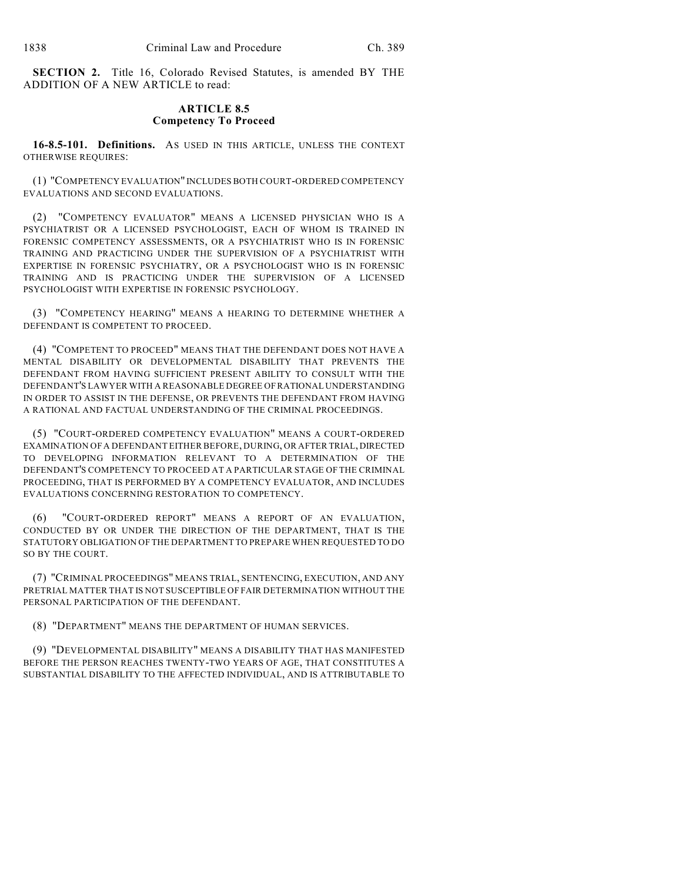**SECTION 2.** Title 16, Colorado Revised Statutes, is amended BY THE ADDITION OF A NEW ARTICLE to read:

## ARTICLE 8.5
## Competency To Proceed

**16-8.5-101. Definitions.** AS USED IN THIS ARTICLE, UNLESS THE CONTEXT OTHERWISE REQUIRES:

(1) "COMPETENCY EVALUATION" INCLUDES BOTH COURT-ORDERED COMPETENCY EVALUATIONS AND SECOND EVALUATIONS.

(2) "COMPETENCY EVALUATOR" MEANS A LICENSED PHYSICIAN WHO IS A PSYCHIATRIST OR A LICENSED PSYCHOLOGIST, EACH OF WHOM IS TRAINED IN FORENSIC COMPETENCY ASSESSMENTS, OR A PSYCHIATRIST WHO IS IN FORENSIC TRAINING AND PRACTICING UNDER THE SUPERVISION OF A PSYCHIATRIST WITH EXPERTISE IN FORENSIC PSYCHIATRY, OR A PSYCHOLOGIST WHO IS IN FORENSIC TRAINING AND IS PRACTICING UNDER THE SUPERVISION OF A LICENSED PSYCHOLOGIST WITH EXPERTISE IN FORENSIC PSYCHOLOGY.

(3) "COMPETENCY HEARING" MEANS A HEARING TO DETERMINE WHETHER A DEFENDANT IS COMPETENT TO PROCEED.

(4) "COMPETENT TO PROCEED" MEANS THAT THE DEFENDANT DOES NOT HAVE A MENTAL DISABILITY OR DEVELOPMENTAL DISABILITY THAT PREVENTS THE DEFENDANT FROM HAVING SUFFICIENT PRESENT ABILITY TO CONSULT WITH THE DEFENDANT'S LAWYER WITH A REASONABLE DEGREE OF RATIONAL UNDERSTANDING IN ORDER TO ASSIST IN THE DEFENSE, OR PREVENTS THE DEFENDANT FROM HAVING A RATIONAL AND FACTUAL UNDERSTANDING OF THE CRIMINAL PROCEEDINGS.

(5) "COURT-ORDERED COMPETENCY EVALUATION" MEANS A COURT-ORDERED EXAMINATION OF A DEFENDANT EITHER BEFORE, DURING, OR AFTER TRIAL, DIRECTED TO DEVELOPING INFORMATION RELEVANT TO A DETERMINATION OF THE DEFENDANT'S COMPETENCY TO PROCEED AT A PARTICULAR STAGE OF THE CRIMINAL PROCEEDING, THAT IS PERFORMED BY A COMPETENCY EVALUATOR, AND INCLUDES EVALUATIONS CONCERNING RESTORATION TO COMPETENCY.

(6) "COURT-ORDERED REPORT" MEANS A REPORT OF AN EVALUATION, CONDUCTED BY OR UNDER THE DIRECTION OF THE DEPARTMENT, THAT IS THE STATUTORY OBLIGATION OF THE DEPARTMENT TO PREPARE WHEN REQUESTED TO DO SO BY THE COURT.

(7) "CRIMINAL PROCEEDINGS" MEANS TRIAL, SENTENCING, EXECUTION, AND ANY PRETRIAL MATTER THAT IS NOT SUSCEPTIBLE OF FAIR DETERMINATION WITHOUT THE PERSONAL PARTICIPATION OF THE DEFENDANT.

(8) "DEPARTMENT" MEANS THE DEPARTMENT OF HUMAN SERVICES.

(9) "DEVELOPMENTAL DISABILITY" MEANS A DISABILITY THAT HAS MANIFESTED BEFORE THE PERSON REACHES TWENTY-TWO YEARS OF AGE, THAT CONSTITUTES A SUBSTANTIAL DISABILITY TO THE AFFECTED INDIVIDUAL, AND IS ATTRIBUTABLE TO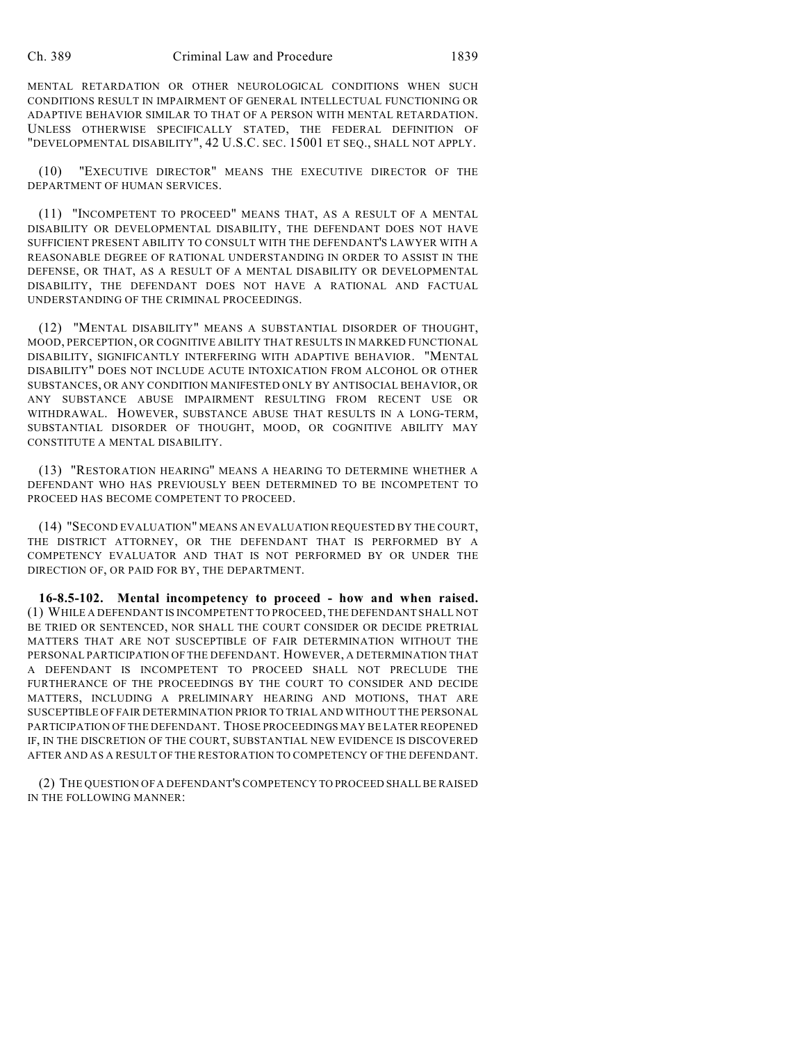MENTAL RETARDATION OR OTHER NEUROLOGICAL CONDITIONS WHEN SUCH CONDITIONS RESULT IN IMPAIRMENT OF GENERAL INTELLECTUAL FUNCTIONING OR ADAPTIVE BEHAVIOR SIMILAR TO THAT OF A PERSON WITH MENTAL RETARDATION. UNLESS OTHERWISE SPECIFICALLY STATED, THE FEDERAL DEFINITION OF "DEVELOPMENTAL DISABILITY", 42 U.S.C. SEC. 15001 ET SEQ., SHALL NOT APPLY.

(10) "EXECUTIVE DIRECTOR" MEANS THE EXECUTIVE DIRECTOR OF THE DEPARTMENT OF HUMAN SERVICES.

(11) "INCOMPETENT TO PROCEED" MEANS THAT, AS A RESULT OF A MENTAL DISABILITY OR DEVELOPMENTAL DISABILITY, THE DEFENDANT DOES NOT HAVE SUFFICIENT PRESENT ABILITY TO CONSULT WITH THE DEFENDANT'S LAWYER WITH A REASONABLE DEGREE OF RATIONAL UNDERSTANDING IN ORDER TO ASSIST IN THE DEFENSE, OR THAT, AS A RESULT OF A MENTAL DISABILITY OR DEVELOPMENTAL DISABILITY, THE DEFENDANT DOES NOT HAVE A RATIONAL AND FACTUAL UNDERSTANDING OF THE CRIMINAL PROCEEDINGS.

(12) "MENTAL DISABILITY" MEANS A SUBSTANTIAL DISORDER OF THOUGHT, MOOD, PERCEPTION, OR COGNITIVE ABILITY THAT RESULTS IN MARKED FUNCTIONAL DISABILITY, SIGNIFICANTLY INTERFERING WITH ADAPTIVE BEHAVIOR. "MENTAL DISABILITY" DOES NOT INCLUDE ACUTE INTOXICATION FROM ALCOHOL OR OTHER SUBSTANCES, OR ANY CONDITION MANIFESTED ONLY BY ANTISOCIAL BEHAVIOR, OR ANY SUBSTANCE ABUSE IMPAIRMENT RESULTING FROM RECENT USE OR WITHDRAWAL. HOWEVER, SUBSTANCE ABUSE THAT RESULTS IN A LONG-TERM, SUBSTANTIAL DISORDER OF THOUGHT, MOOD, OR COGNITIVE ABILITY MAY CONSTITUTE A MENTAL DISABILITY.

(13) "RESTORATION HEARING" MEANS A HEARING TO DETERMINE WHETHER A DEFENDANT WHO HAS PREVIOUSLY BEEN DETERMINED TO BE INCOMPETENT TO PROCEED HAS BECOME COMPETENT TO PROCEED.

(14) "SECOND EVALUATION" MEANS AN EVALUATION REQUESTED BY THE COURT, THE DISTRICT ATTORNEY, OR THE DEFENDANT THAT IS PERFORMED BY A COMPETENCY EVALUATOR AND THAT IS NOT PERFORMED BY OR UNDER THE DIRECTION OF, OR PAID FOR BY, THE DEPARTMENT.

**16-8.5-102. Mental incompetency to proceed - how and when raised.** (1) WHILE A DEFENDANT IS INCOMPETENT TO PROCEED, THE DEFENDANT SHALL NOT BE TRIED OR SENTENCED, NOR SHALL THE COURT CONSIDER OR DECIDE PRETRIAL MATTERS THAT ARE NOT SUSCEPTIBLE OF FAIR DETERMINATION WITHOUT THE PERSONAL PARTICIPATION OF THE DEFENDANT. HOWEVER, A DETERMINATION THAT A DEFENDANT IS INCOMPETENT TO PROCEED SHALL NOT PRECLUDE THE FURTHERANCE OF THE PROCEEDINGS BY THE COURT TO CONSIDER AND DECIDE MATTERS, INCLUDING A PRELIMINARY HEARING AND MOTIONS, THAT ARE SUSCEPTIBLE OF FAIR DETERMINATION PRIOR TO TRIAL AND WITHOUT THE PERSONAL PARTICIPATION OF THE DEFENDANT. THOSE PROCEEDINGS MAY BE LATER REOPENED IF, IN THE DISCRETION OF THE COURT, SUBSTANTIAL NEW EVIDENCE IS DISCOVERED AFTER AND AS A RESULT OF THE RESTORATION TO COMPETENCY OF THE DEFENDANT.

(2) THE QUESTION OF A DEFENDANT'S COMPETENCY TO PROCEED SHALL BE RAISED IN THE FOLLOWING MANNER: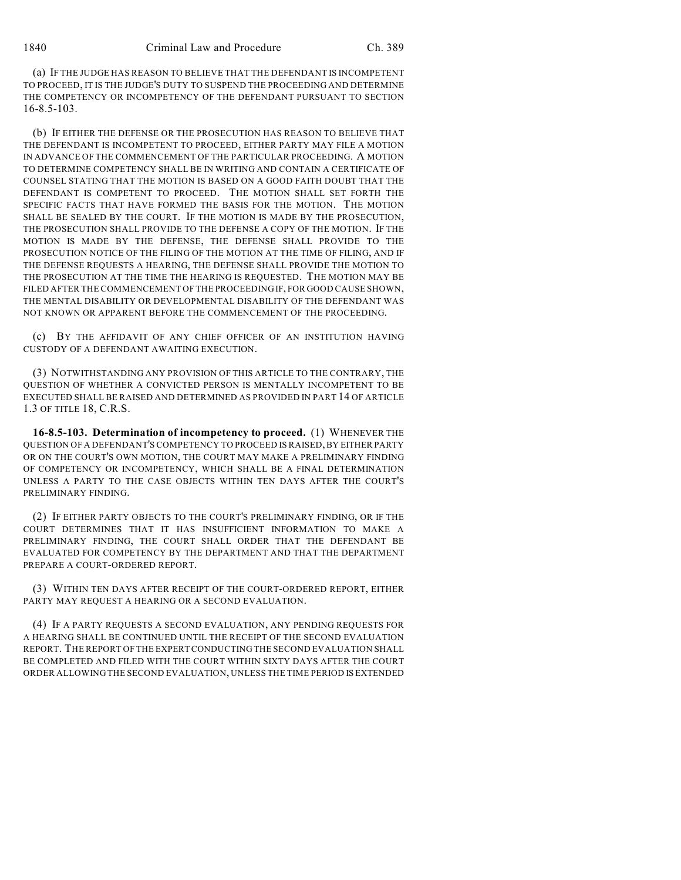(a) IF THE JUDGE HAS REASON TO BELIEVE THAT THE DEFENDANT IS INCOMPETENT TO PROCEED, IT IS THE JUDGE'S DUTY TO SUSPEND THE PROCEEDING AND DETERMINE THE COMPETENCY OR INCOMPETENCY OF THE DEFENDANT PURSUANT TO SECTION 16-8.5-103.

(b) IF EITHER THE DEFENSE OR THE PROSECUTION HAS REASON TO BELIEVE THAT THE DEFENDANT IS INCOMPETENT TO PROCEED, EITHER PARTY MAY FILE A MOTION IN ADVANCE OF THE COMMENCEMENT OF THE PARTICULAR PROCEEDING. A MOTION TO DETERMINE COMPETENCY SHALL BE IN WRITING AND CONTAIN A CERTIFICATE OF COUNSEL STATING THAT THE MOTION IS BASED ON A GOOD FAITH DOUBT THAT THE DEFENDANT IS COMPETENT TO PROCEED. THE MOTION SHALL SET FORTH THE SPECIFIC FACTS THAT HAVE FORMED THE BASIS FOR THE MOTION. THE MOTION SHALL BE SEALED BY THE COURT. IF THE MOTION IS MADE BY THE PROSECUTION, THE PROSECUTION SHALL PROVIDE TO THE DEFENSE A COPY OF THE MOTION. IF THE MOTION IS MADE BY THE DEFENSE, THE DEFENSE SHALL PROVIDE TO THE PROSECUTION NOTICE OF THE FILING OF THE MOTION AT THE TIME OF FILING, AND IF THE DEFENSE REQUESTS A HEARING, THE DEFENSE SHALL PROVIDE THE MOTION TO THE PROSECUTION AT THE TIME THE HEARING IS REQUESTED. THE MOTION MAY BE FILED AFTER THE COMMENCEMENT OF THE PROCEEDING IF, FOR GOOD CAUSE SHOWN, THE MENTAL DISABILITY OR DEVELOPMENTAL DISABILITY OF THE DEFENDANT WAS NOT KNOWN OR APPARENT BEFORE THE COMMENCEMENT OF THE PROCEEDING.

(c) BY THE AFFIDAVIT OF ANY CHIEF OFFICER OF AN INSTITUTION HAVING CUSTODY OF A DEFENDANT AWAITING EXECUTION.

(3) NOTWITHSTANDING ANY PROVISION OF THIS ARTICLE TO THE CONTRARY, THE QUESTION OF WHETHER A CONVICTED PERSON IS MENTALLY INCOMPETENT TO BE EXECUTED SHALL BE RAISED AND DETERMINED AS PROVIDED IN PART 14 OF ARTICLE 1.3 OF TITLE 18, C.R.S.

**16-8.5-103. Determination of incompetency to proceed.** (1) WHENEVER THE QUESTION OF A DEFENDANT'S COMPETENCY TO PROCEED IS RAISED, BY EITHER PARTY OR ON THE COURT'S OWN MOTION, THE COURT MAY MAKE A PRELIMINARY FINDING OF COMPETENCY OR INCOMPETENCY, WHICH SHALL BE A FINAL DETERMINATION UNLESS A PARTY TO THE CASE OBJECTS WITHIN TEN DAYS AFTER THE COURT'S PRELIMINARY FINDING.

(2) IF EITHER PARTY OBJECTS TO THE COURT'S PRELIMINARY FINDING, OR IF THE COURT DETERMINES THAT IT HAS INSUFFICIENT INFORMATION TO MAKE A PRELIMINARY FINDING, THE COURT SHALL ORDER THAT THE DEFENDANT BE EVALUATED FOR COMPETENCY BY THE DEPARTMENT AND THAT THE DEPARTMENT PREPARE A COURT-ORDERED REPORT.

(3) WITHIN TEN DAYS AFTER RECEIPT OF THE COURT-ORDERED REPORT, EITHER PARTY MAY REQUEST A HEARING OR A SECOND EVALUATION.

(4) IF A PARTY REQUESTS A SECOND EVALUATION, ANY PENDING REQUESTS FOR A HEARING SHALL BE CONTINUED UNTIL THE RECEIPT OF THE SECOND EVALUATION REPORT. THE REPORT OF THE EXPERT CONDUCTING THE SECOND EVALUATION SHALL BE COMPLETED AND FILED WITH THE COURT WITHIN SIXTY DAYS AFTER THE COURT ORDER ALLOWING THE SECOND EVALUATION, UNLESS THE TIME PERIOD IS EXTENDED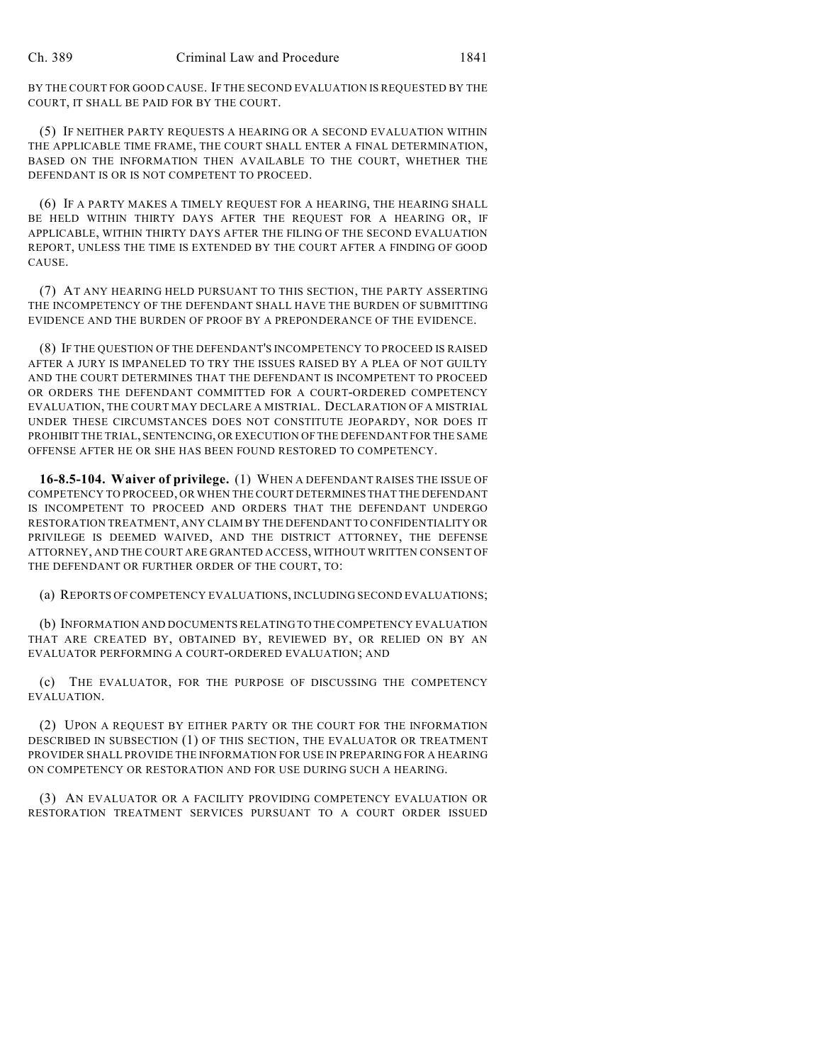BY THE COURT FOR GOOD CAUSE. IF THE SECOND EVALUATION IS REQUESTED BY THE COURT, IT SHALL BE PAID FOR BY THE COURT.

(5) IF NEITHER PARTY REQUESTS A HEARING OR A SECOND EVALUATION WITHIN THE APPLICABLE TIME FRAME, THE COURT SHALL ENTER A FINAL DETERMINATION, BASED ON THE INFORMATION THEN AVAILABLE TO THE COURT, WHETHER THE DEFENDANT IS OR IS NOT COMPETENT TO PROCEED.

(6) IF A PARTY MAKES A TIMELY REQUEST FOR A HEARING, THE HEARING SHALL BE HELD WITHIN THIRTY DAYS AFTER THE REQUEST FOR A HEARING OR, IF APPLICABLE, WITHIN THIRTY DAYS AFTER THE FILING OF THE SECOND EVALUATION REPORT, UNLESS THE TIME IS EXTENDED BY THE COURT AFTER A FINDING OF GOOD CAUSE.

(7) AT ANY HEARING HELD PURSUANT TO THIS SECTION, THE PARTY ASSERTING THE INCOMPETENCY OF THE DEFENDANT SHALL HAVE THE BURDEN OF SUBMITTING EVIDENCE AND THE BURDEN OF PROOF BY A PREPONDERANCE OF THE EVIDENCE.

(8) IF THE QUESTION OF THE DEFENDANT'S INCOMPETENCY TO PROCEED IS RAISED AFTER A JURY IS IMPANELED TO TRY THE ISSUES RAISED BY A PLEA OF NOT GUILTY AND THE COURT DETERMINES THAT THE DEFENDANT IS INCOMPETENT TO PROCEED OR ORDERS THE DEFENDANT COMMITTED FOR A COURT-ORDERED COMPETENCY EVALUATION, THE COURT MAY DECLARE A MISTRIAL. DECLARATION OF A MISTRIAL UNDER THESE CIRCUMSTANCES DOES NOT CONSTITUTE JEOPARDY, NOR DOES IT PROHIBIT THE TRIAL, SENTENCING, OR EXECUTION OF THE DEFENDANT FOR THE SAME OFFENSE AFTER HE OR SHE HAS BEEN FOUND RESTORED TO COMPETENCY.

**16-8.5-104. Waiver of privilege.** (1) WHEN A DEFENDANT RAISES THE ISSUE OF COMPETENCY TO PROCEED, OR WHEN THE COURT DETERMINES THAT THE DEFENDANT IS INCOMPETENT TO PROCEED AND ORDERS THAT THE DEFENDANT UNDERGO RESTORATION TREATMENT, ANY CLAIM BY THE DEFENDANT TO CONFIDENTIALITY OR PRIVILEGE IS DEEMED WAIVED, AND THE DISTRICT ATTORNEY, THE DEFENSE ATTORNEY, AND THE COURT ARE GRANTED ACCESS, WITHOUT WRITTEN CONSENT OF THE DEFENDANT OR FURTHER ORDER OF THE COURT, TO:

(a) REPORTS OF COMPETENCY EVALUATIONS, INCLUDING SECOND EVALUATIONS;

(b) INFORMATION AND DOCUMENTS RELATING TO THE COMPETENCY EVALUATION THAT ARE CREATED BY, OBTAINED BY, REVIEWED BY, OR RELIED ON BY AN EVALUATOR PERFORMING A COURT-ORDERED EVALUATION; AND

(c) THE EVALUATOR, FOR THE PURPOSE OF DISCUSSING THE COMPETENCY EVALUATION.

(2) UPON A REQUEST BY EITHER PARTY OR THE COURT FOR THE INFORMATION DESCRIBED IN SUBSECTION (1) OF THIS SECTION, THE EVALUATOR OR TREATMENT PROVIDER SHALL PROVIDE THE INFORMATION FOR USE IN PREPARING FOR A HEARING ON COMPETENCY OR RESTORATION AND FOR USE DURING SUCH A HEARING.

(3) AN EVALUATOR OR A FACILITY PROVIDING COMPETENCY EVALUATION OR RESTORATION TREATMENT SERVICES PURSUANT TO A COURT ORDER ISSUED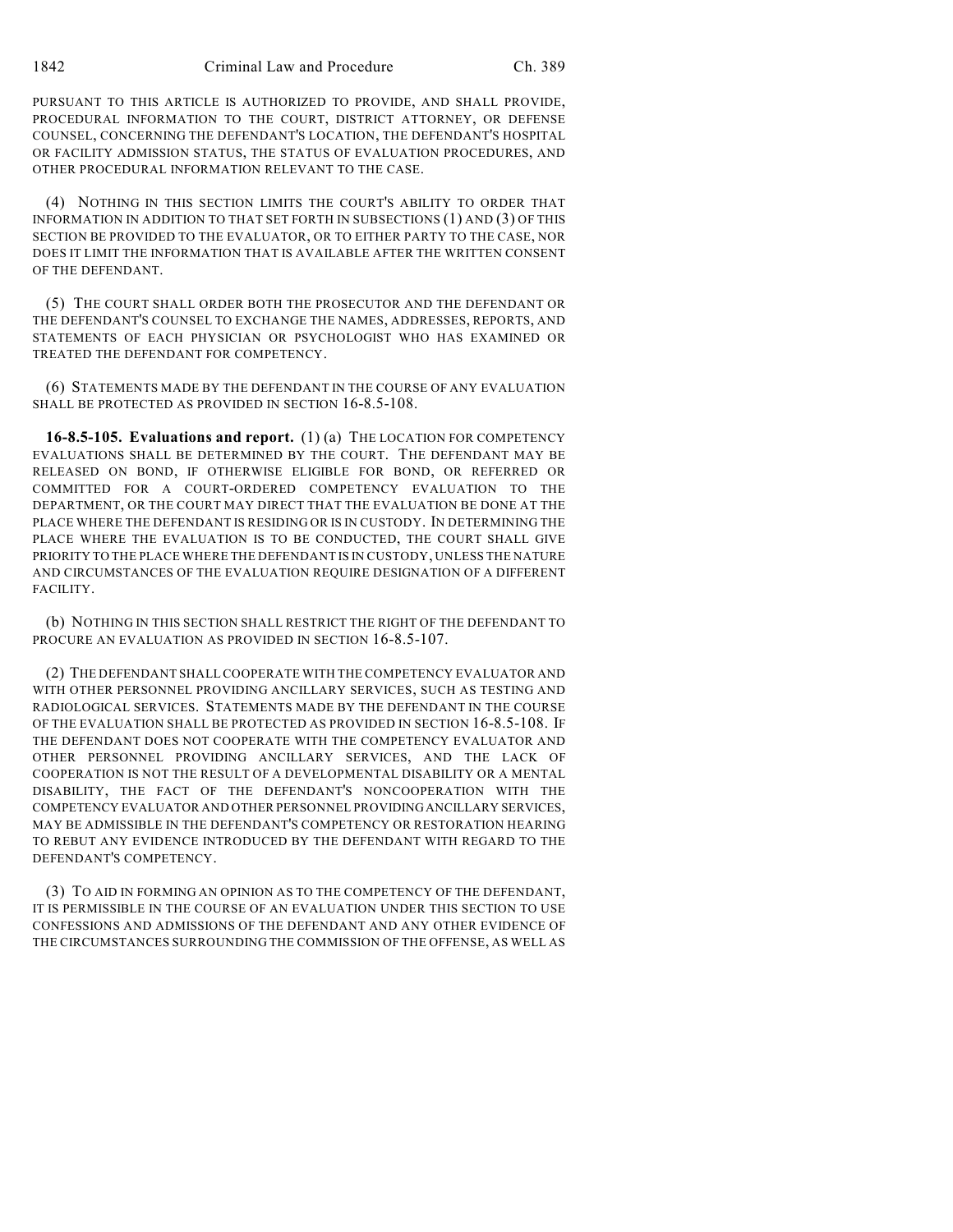PURSUANT TO THIS ARTICLE IS AUTHORIZED TO PROVIDE, AND SHALL PROVIDE, PROCEDURAL INFORMATION TO THE COURT, DISTRICT ATTORNEY, OR DEFENSE COUNSEL, CONCERNING THE DEFENDANT'S LOCATION, THE DEFENDANT'S HOSPITAL OR FACILITY ADMISSION STATUS, THE STATUS OF EVALUATION PROCEDURES, AND OTHER PROCEDURAL INFORMATION RELEVANT TO THE CASE.

(4) NOTHING IN THIS SECTION LIMITS THE COURT'S ABILITY TO ORDER THAT INFORMATION IN ADDITION TO THAT SET FORTH IN SUBSECTIONS (1) AND (3) OF THIS SECTION BE PROVIDED TO THE EVALUATOR, OR TO EITHER PARTY TO THE CASE, NOR DOES IT LIMIT THE INFORMATION THAT IS AVAILABLE AFTER THE WRITTEN CONSENT OF THE DEFENDANT.

(5) THE COURT SHALL ORDER BOTH THE PROSECUTOR AND THE DEFENDANT OR THE DEFENDANT'S COUNSEL TO EXCHANGE THE NAMES, ADDRESSES, REPORTS, AND STATEMENTS OF EACH PHYSICIAN OR PSYCHOLOGIST WHO HAS EXAMINED OR TREATED THE DEFENDANT FOR COMPETENCY.

(6) STATEMENTS MADE BY THE DEFENDANT IN THE COURSE OF ANY EVALUATION SHALL BE PROTECTED AS PROVIDED IN SECTION 16-8.5-108.

**16-8.5-105. Evaluations and report.** (1) (a) THE LOCATION FOR COMPETENCY EVALUATIONS SHALL BE DETERMINED BY THE COURT. THE DEFENDANT MAY BE RELEASED ON BOND, IF OTHERWISE ELIGIBLE FOR BOND, OR REFERRED OR COMMITTED FOR A COURT-ORDERED COMPETENCY EVALUATION TO THE DEPARTMENT, OR THE COURT MAY DIRECT THAT THE EVALUATION BE DONE AT THE PLACE WHERE THE DEFENDANT IS RESIDING OR IS IN CUSTODY. IN DETERMINING THE PLACE WHERE THE EVALUATION IS TO BE CONDUCTED, THE COURT SHALL GIVE PRIORITY TO THE PLACE WHERE THE DEFENDANT IS IN CUSTODY, UNLESS THE NATURE AND CIRCUMSTANCES OF THE EVALUATION REQUIRE DESIGNATION OF A DIFFERENT FACILITY.

(b) NOTHING IN THIS SECTION SHALL RESTRICT THE RIGHT OF THE DEFENDANT TO PROCURE AN EVALUATION AS PROVIDED IN SECTION 16-8.5-107.

(2) THE DEFENDANT SHALL COOPERATE WITH THE COMPETENCY EVALUATOR AND WITH OTHER PERSONNEL PROVIDING ANCILLARY SERVICES, SUCH AS TESTING AND RADIOLOGICAL SERVICES. STATEMENTS MADE BY THE DEFENDANT IN THE COURSE OF THE EVALUATION SHALL BE PROTECTED AS PROVIDED IN SECTION 16-8.5-108. IF THE DEFENDANT DOES NOT COOPERATE WITH THE COMPETENCY EVALUATOR AND OTHER PERSONNEL PROVIDING ANCILLARY SERVICES, AND THE LACK OF COOPERATION IS NOT THE RESULT OF A DEVELOPMENTAL DISABILITY OR A MENTAL DISABILITY, THE FACT OF THE DEFENDANT'S NONCOOPERATION WITH THE COMPETENCY EVALUATOR AND OTHER PERSONNEL PROVIDING ANCILLARY SERVICES, MAY BE ADMISSIBLE IN THE DEFENDANT'S COMPETENCY OR RESTORATION HEARING TO REBUT ANY EVIDENCE INTRODUCED BY THE DEFENDANT WITH REGARD TO THE DEFENDANT'S COMPETENCY.

(3) TO AID IN FORMING AN OPINION AS TO THE COMPETENCY OF THE DEFENDANT, IT IS PERMISSIBLE IN THE COURSE OF AN EVALUATION UNDER THIS SECTION TO USE CONFESSIONS AND ADMISSIONS OF THE DEFENDANT AND ANY OTHER EVIDENCE OF THE CIRCUMSTANCES SURROUNDING THE COMMISSION OF THE OFFENSE, AS WELL AS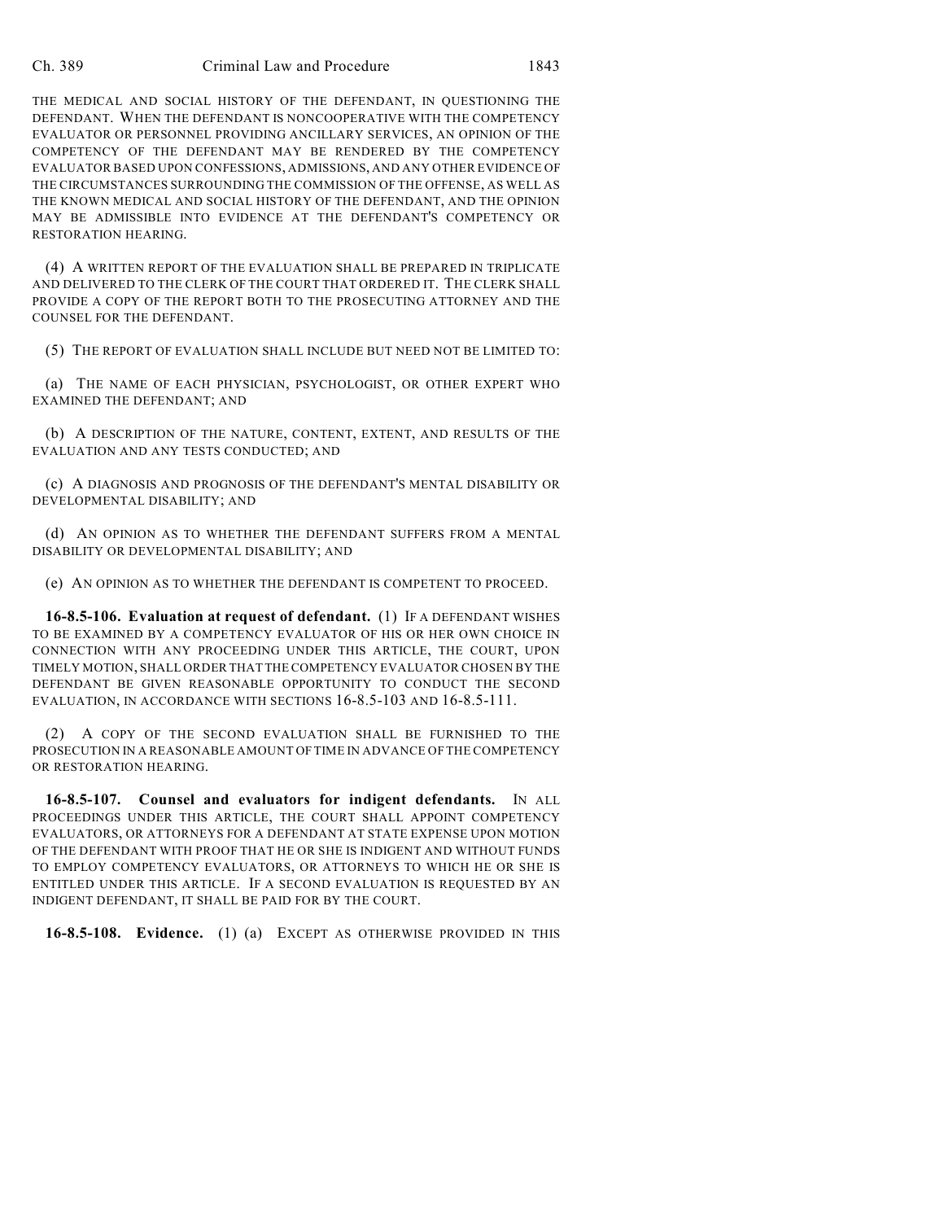THE MEDICAL AND SOCIAL HISTORY OF THE DEFENDANT, IN QUESTIONING THE DEFENDANT. WHEN THE DEFENDANT IS NONCOOPERATIVE WITH THE COMPETENCY EVALUATOR OR PERSONNEL PROVIDING ANCILLARY SERVICES, AN OPINION OF THE COMPETENCY OF THE DEFENDANT MAY BE RENDERED BY THE COMPETENCY EVALUATOR BASED UPON CONFESSIONS, ADMISSIONS, AND ANY OTHER EVIDENCE OF THE CIRCUMSTANCES SURROUNDING THE COMMISSION OF THE OFFENSE, AS WELL AS THE KNOWN MEDICAL AND SOCIAL HISTORY OF THE DEFENDANT, AND THE OPINION MAY BE ADMISSIBLE INTO EVIDENCE AT THE DEFENDANT'S COMPETENCY OR RESTORATION HEARING.

(4) A WRITTEN REPORT OF THE EVALUATION SHALL BE PREPARED IN TRIPLICATE AND DELIVERED TO THE CLERK OF THE COURT THAT ORDERED IT. THE CLERK SHALL PROVIDE A COPY OF THE REPORT BOTH TO THE PROSECUTING ATTORNEY AND THE COUNSEL FOR THE DEFENDANT.

(5) THE REPORT OF EVALUATION SHALL INCLUDE BUT NEED NOT BE LIMITED TO:

(a) THE NAME OF EACH PHYSICIAN, PSYCHOLOGIST, OR OTHER EXPERT WHO EXAMINED THE DEFENDANT; AND

(b) A DESCRIPTION OF THE NATURE, CONTENT, EXTENT, AND RESULTS OF THE EVALUATION AND ANY TESTS CONDUCTED; AND

(c) A DIAGNOSIS AND PROGNOSIS OF THE DEFENDANT'S MENTAL DISABILITY OR DEVELOPMENTAL DISABILITY; AND

(d) AN OPINION AS TO WHETHER THE DEFENDANT SUFFERS FROM A MENTAL DISABILITY OR DEVELOPMENTAL DISABILITY; AND

(e) AN OPINION AS TO WHETHER THE DEFENDANT IS COMPETENT TO PROCEED.

**16-8.5-106. Evaluation at request of defendant.** (1) IF A DEFENDANT WISHES TO BE EXAMINED BY A COMPETENCY EVALUATOR OF HIS OR HER OWN CHOICE IN CONNECTION WITH ANY PROCEEDING UNDER THIS ARTICLE, THE COURT, UPON TIMELY MOTION, SHALL ORDER THAT THE COMPETENCY EVALUATOR CHOSEN BY THE DEFENDANT BE GIVEN REASONABLE OPPORTUNITY TO CONDUCT THE SECOND EVALUATION, IN ACCORDANCE WITH SECTIONS 16-8.5-103 AND 16-8.5-111.

(2) A COPY OF THE SECOND EVALUATION SHALL BE FURNISHED TO THE PROSECUTION IN A REASONABLE AMOUNT OF TIME IN ADVANCE OF THE COMPETENCY OR RESTORATION HEARING.

**16-8.5-107. Counsel and evaluators for indigent defendants.** IN ALL PROCEEDINGS UNDER THIS ARTICLE, THE COURT SHALL APPOINT COMPETENCY EVALUATORS, OR ATTORNEYS FOR A DEFENDANT AT STATE EXPENSE UPON MOTION OF THE DEFENDANT WITH PROOF THAT HE OR SHE IS INDIGENT AND WITHOUT FUNDS TO EMPLOY COMPETENCY EVALUATORS, OR ATTORNEYS TO WHICH HE OR SHE IS ENTITLED UNDER THIS ARTICLE. IF A SECOND EVALUATION IS REQUESTED BY AN INDIGENT DEFENDANT, IT SHALL BE PAID FOR BY THE COURT.

**16-8.5-108. Evidence.** (1) (a) EXCEPT AS OTHERWISE PROVIDED IN THIS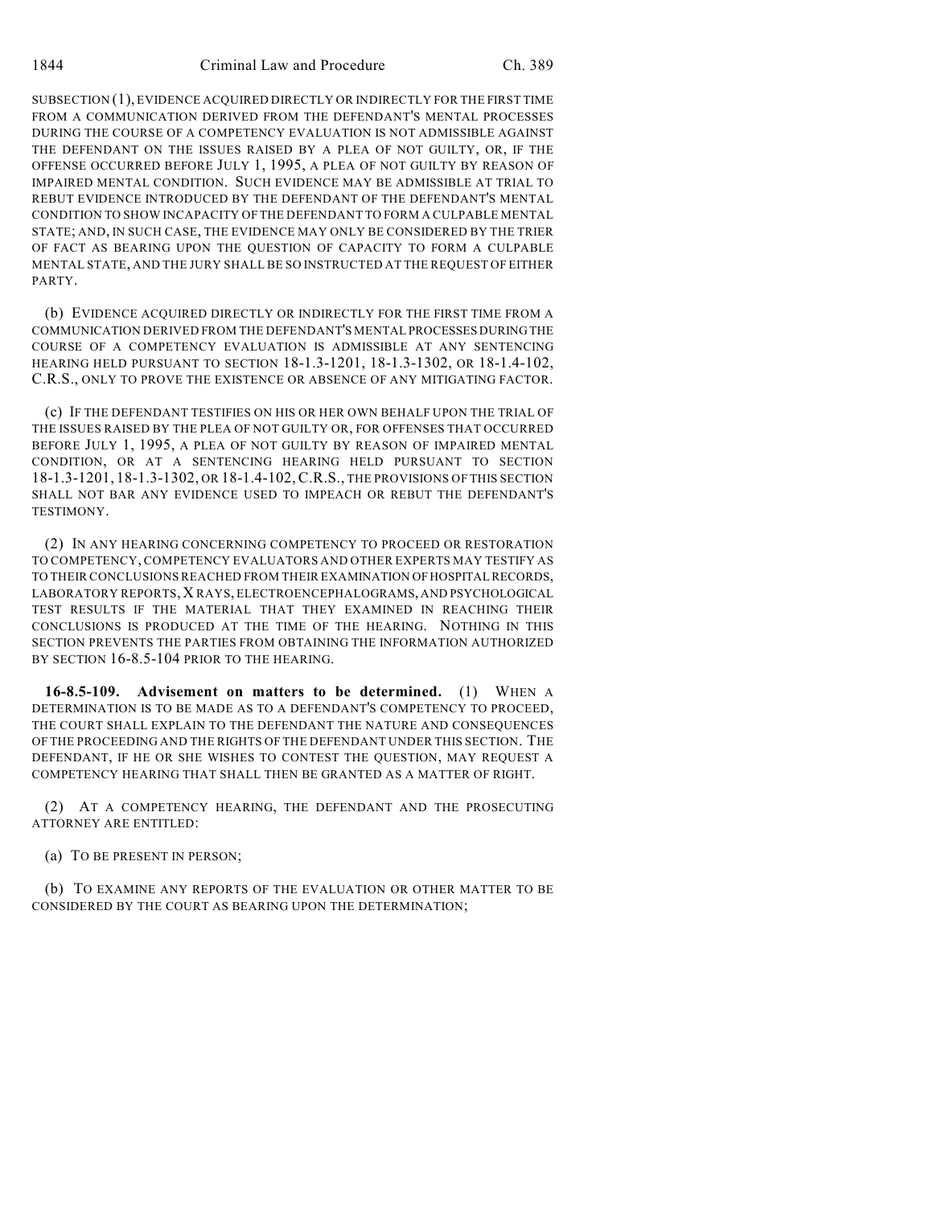SUBSECTION (1), EVIDENCE ACQUIRED DIRECTLY OR INDIRECTLY FOR THE FIRST TIME FROM A COMMUNICATION DERIVED FROM THE DEFENDANT'S MENTAL PROCESSES DURING THE COURSE OF A COMPETENCY EVALUATION IS NOT ADMISSIBLE AGAINST THE DEFENDANT ON THE ISSUES RAISED BY A PLEA OF NOT GUILTY, OR, IF THE OFFENSE OCCURRED BEFORE JULY 1, 1995, A PLEA OF NOT GUILTY BY REASON OF IMPAIRED MENTAL CONDITION. SUCH EVIDENCE MAY BE ADMISSIBLE AT TRIAL TO REBUT EVIDENCE INTRODUCED BY THE DEFENDANT OF THE DEFENDANT'S MENTAL CONDITION TO SHOW INCAPACITY OF THE DEFENDANT TO FORM A CULPABLE MENTAL STATE; AND, IN SUCH CASE, THE EVIDENCE MAY ONLY BE CONSIDERED BY THE TRIER OF FACT AS BEARING UPON THE QUESTION OF CAPACITY TO FORM A CULPABLE MENTAL STATE, AND THE JURY SHALL BE SO INSTRUCTED AT THE REQUEST OF EITHER PARTY.

(b) EVIDENCE ACQUIRED DIRECTLY OR INDIRECTLY FOR THE FIRST TIME FROM A COMMUNICATION DERIVED FROM THE DEFENDANT'S MENTAL PROCESSES DURING THE COURSE OF A COMPETENCY EVALUATION IS ADMISSIBLE AT ANY SENTENCING HEARING HELD PURSUANT TO SECTION 18-1.3-1201, 18-1.3-1302, OR 18-1.4-102, C.R.S., ONLY TO PROVE THE EXISTENCE OR ABSENCE OF ANY MITIGATING FACTOR.

(c) IF THE DEFENDANT TESTIFIES ON HIS OR HER OWN BEHALF UPON THE TRIAL OF THE ISSUES RAISED BY THE PLEA OF NOT GUILTY OR, FOR OFFENSES THAT OCCURRED BEFORE JULY 1, 1995, A PLEA OF NOT GUILTY BY REASON OF IMPAIRED MENTAL CONDITION, OR AT A SENTENCING HEARING HELD PURSUANT TO SECTION 18-1.3-1201, 18-1.3-1302, OR 18-1.4-102, C.R.S., THE PROVISIONS OF THIS SECTION SHALL NOT BAR ANY EVIDENCE USED TO IMPEACH OR REBUT THE DEFENDANT'S TESTIMONY.

(2) IN ANY HEARING CONCERNING COMPETENCY TO PROCEED OR RESTORATION TO COMPETENCY, COMPETENCY EVALUATORS AND OTHER EXPERTS MAY TESTIFY AS TO THEIR CONCLUSIONS REACHED FROM THEIR EXAMINATION OF HOSPITAL RECORDS, LABORATORY REPORTS, X RAYS, ELECTROENCEPHALOGRAMS, AND PSYCHOLOGICAL TEST RESULTS IF THE MATERIAL THAT THEY EXAMINED IN REACHING THEIR CONCLUSIONS IS PRODUCED AT THE TIME OF THE HEARING. NOTHING IN THIS SECTION PREVENTS THE PARTIES FROM OBTAINING THE INFORMATION AUTHORIZED BY SECTION 16-8.5-104 PRIOR TO THE HEARING.

**16-8.5-109. Advisement on matters to be determined.** (1) WHEN A DETERMINATION IS TO BE MADE AS TO A DEFENDANT'S COMPETENCY TO PROCEED, THE COURT SHALL EXPLAIN TO THE DEFENDANT THE NATURE AND CONSEQUENCES OF THE PROCEEDING AND THE RIGHTS OF THE DEFENDANT UNDER THIS SECTION. THE DEFENDANT, IF HE OR SHE WISHES TO CONTEST THE QUESTION, MAY REQUEST A COMPETENCY HEARING THAT SHALL THEN BE GRANTED AS A MATTER OF RIGHT.

(2) AT A COMPETENCY HEARING, THE DEFENDANT AND THE PROSECUTING ATTORNEY ARE ENTITLED:

(a) TO BE PRESENT IN PERSON;

(b) TO EXAMINE ANY REPORTS OF THE EVALUATION OR OTHER MATTER TO BE CONSIDERED BY THE COURT AS BEARING UPON THE DETERMINATION;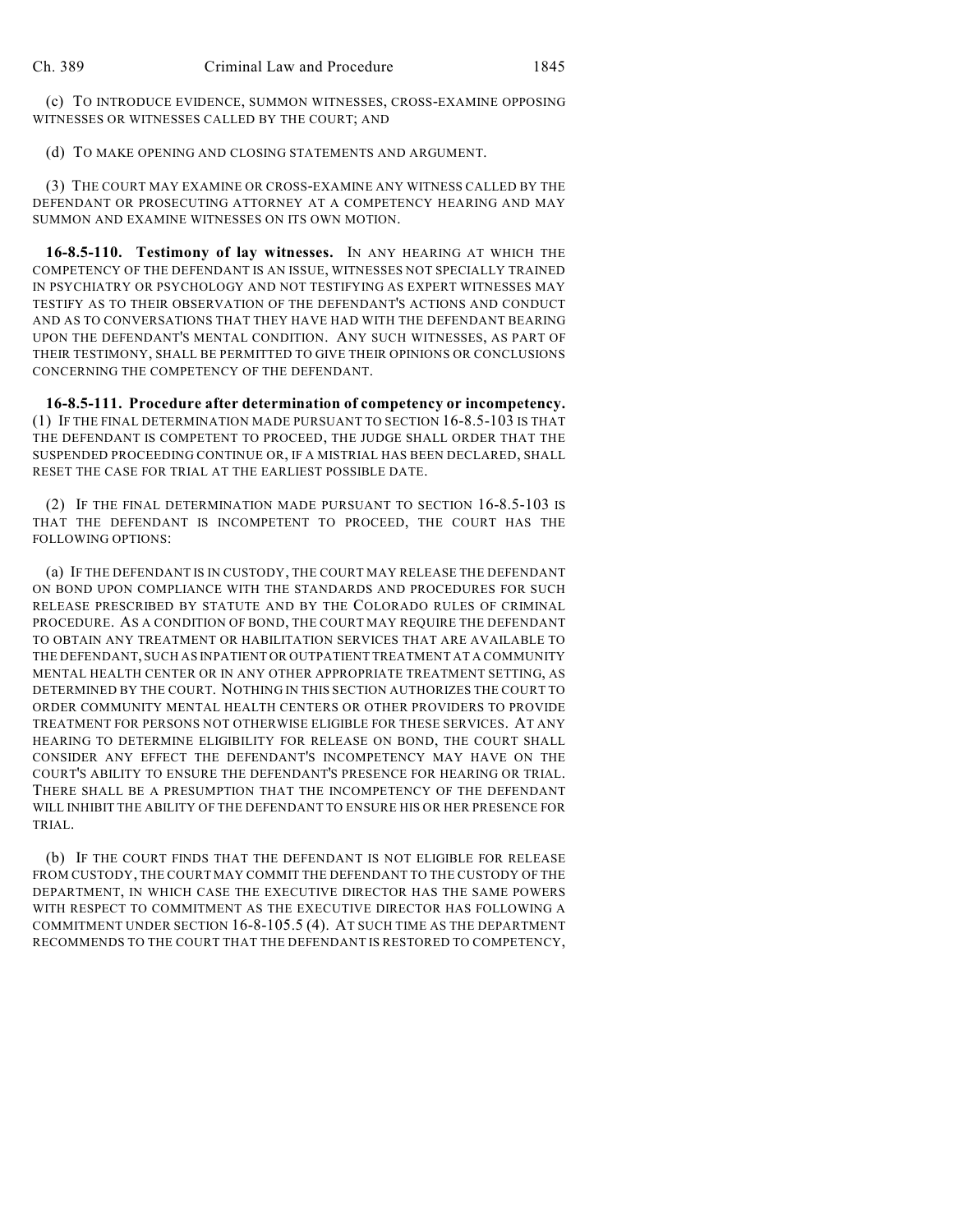(c) TO INTRODUCE EVIDENCE, SUMMON WITNESSES, CROSS-EXAMINE OPPOSING WITNESSES OR WITNESSES CALLED BY THE COURT; AND

(d) TO MAKE OPENING AND CLOSING STATEMENTS AND ARGUMENT.

(3) THE COURT MAY EXAMINE OR CROSS-EXAMINE ANY WITNESS CALLED BY THE DEFENDANT OR PROSECUTING ATTORNEY AT A COMPETENCY HEARING AND MAY SUMMON AND EXAMINE WITNESSES ON ITS OWN MOTION.

**16-8.5-110. Testimony of lay witnesses.** IN ANY HEARING AT WHICH THE COMPETENCY OF THE DEFENDANT IS AN ISSUE, WITNESSES NOT SPECIALLY TRAINED IN PSYCHIATRY OR PSYCHOLOGY AND NOT TESTIFYING AS EXPERT WITNESSES MAY TESTIFY AS TO THEIR OBSERVATION OF THE DEFENDANT'S ACTIONS AND CONDUCT AND AS TO CONVERSATIONS THAT THEY HAVE HAD WITH THE DEFENDANT BEARING UPON THE DEFENDANT'S MENTAL CONDITION. ANY SUCH WITNESSES, AS PART OF THEIR TESTIMONY, SHALL BE PERMITTED TO GIVE THEIR OPINIONS OR CONCLUSIONS CONCERNING THE COMPETENCY OF THE DEFENDANT.

**16-8.5-111. Procedure after determination of competency or incompetency.** (1) IF THE FINAL DETERMINATION MADE PURSUANT TO SECTION 16-8.5-103 IS THAT THE DEFENDANT IS COMPETENT TO PROCEED, THE JUDGE SHALL ORDER THAT THE SUSPENDED PROCEEDING CONTINUE OR, IF A MISTRIAL HAS BEEN DECLARED, SHALL RESET THE CASE FOR TRIAL AT THE EARLIEST POSSIBLE DATE.

(2) IF THE FINAL DETERMINATION MADE PURSUANT TO SECTION 16-8.5-103 IS THAT THE DEFENDANT IS INCOMPETENT TO PROCEED, THE COURT HAS THE FOLLOWING OPTIONS:

(a) IF THE DEFENDANT IS IN CUSTODY, THE COURT MAY RELEASE THE DEFENDANT ON BOND UPON COMPLIANCE WITH THE STANDARDS AND PROCEDURES FOR SUCH RELEASE PRESCRIBED BY STATUTE AND BY THE COLORADO RULES OF CRIMINAL PROCEDURE. AS A CONDITION OF BOND, THE COURT MAY REQUIRE THE DEFENDANT TO OBTAIN ANY TREATMENT OR HABILITATION SERVICES THAT ARE AVAILABLE TO THE DEFENDANT, SUCH AS INPATIENT OR OUTPATIENT TREATMENT AT A COMMUNITY MENTAL HEALTH CENTER OR IN ANY OTHER APPROPRIATE TREATMENT SETTING, AS DETERMINED BY THE COURT. NOTHING IN THIS SECTION AUTHORIZES THE COURT TO ORDER COMMUNITY MENTAL HEALTH CENTERS OR OTHER PROVIDERS TO PROVIDE TREATMENT FOR PERSONS NOT OTHERWISE ELIGIBLE FOR THESE SERVICES. AT ANY HEARING TO DETERMINE ELIGIBILITY FOR RELEASE ON BOND, THE COURT SHALL CONSIDER ANY EFFECT THE DEFENDANT'S INCOMPETENCY MAY HAVE ON THE COURT'S ABILITY TO ENSURE THE DEFENDANT'S PRESENCE FOR HEARING OR TRIAL. THERE SHALL BE A PRESUMPTION THAT THE INCOMPETENCY OF THE DEFENDANT WILL INHIBIT THE ABILITY OF THE DEFENDANT TO ENSURE HIS OR HER PRESENCE FOR TRIAL.

(b) IF THE COURT FINDS THAT THE DEFENDANT IS NOT ELIGIBLE FOR RELEASE FROM CUSTODY, THE COURT MAY COMMIT THE DEFENDANT TO THE CUSTODY OF THE DEPARTMENT, IN WHICH CASE THE EXECUTIVE DIRECTOR HAS THE SAME POWERS WITH RESPECT TO COMMITMENT AS THE EXECUTIVE DIRECTOR HAS FOLLOWING A COMMITMENT UNDER SECTION 16-8-105.5 (4). AT SUCH TIME AS THE DEPARTMENT RECOMMENDS TO THE COURT THAT THE DEFENDANT IS RESTORED TO COMPETENCY,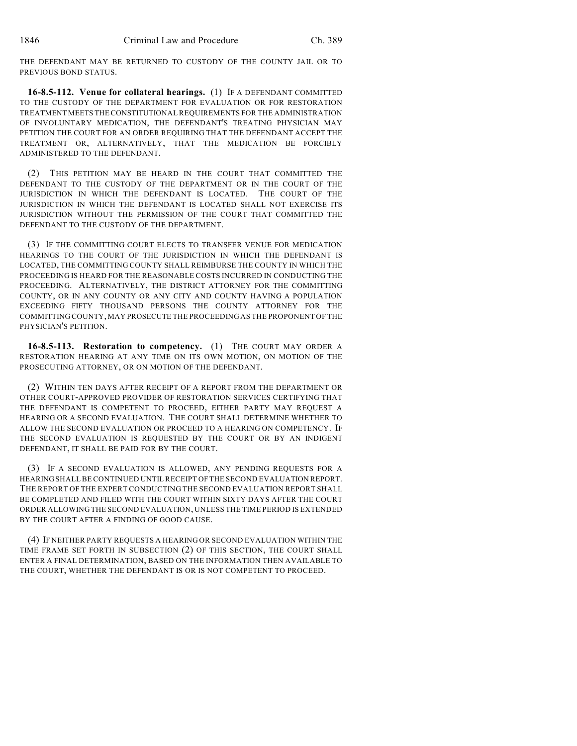THE DEFENDANT MAY BE RETURNED TO CUSTODY OF THE COUNTY JAIL OR TO PREVIOUS BOND STATUS.

**16-8.5-112. Venue for collateral hearings.** (1) IF A DEFENDANT COMMITTED TO THE CUSTODY OF THE DEPARTMENT FOR EVALUATION OR FOR RESTORATION TREATMENT MEETS THE CONSTITUTIONAL REQUIREMENTS FOR THE ADMINISTRATION OF INVOLUNTARY MEDICATION, THE DEFENDANT'S TREATING PHYSICIAN MAY PETITION THE COURT FOR AN ORDER REQUIRING THAT THE DEFENDANT ACCEPT THE TREATMENT OR, ALTERNATIVELY, THAT THE MEDICATION BE FORCIBLY ADMINISTERED TO THE DEFENDANT.

(2) THIS PETITION MAY BE HEARD IN THE COURT THAT COMMITTED THE DEFENDANT TO THE CUSTODY OF THE DEPARTMENT OR IN THE COURT OF THE JURISDICTION IN WHICH THE DEFENDANT IS LOCATED. THE COURT OF THE JURISDICTION IN WHICH THE DEFENDANT IS LOCATED SHALL NOT EXERCISE ITS JURISDICTION WITHOUT THE PERMISSION OF THE COURT THAT COMMITTED THE DEFENDANT TO THE CUSTODY OF THE DEPARTMENT.

(3) IF THE COMMITTING COURT ELECTS TO TRANSFER VENUE FOR MEDICATION HEARINGS TO THE COURT OF THE JURISDICTION IN WHICH THE DEFENDANT IS LOCATED, THE COMMITTING COUNTY SHALL REIMBURSE THE COUNTY IN WHICH THE PROCEEDING IS HEARD FOR THE REASONABLE COSTS INCURRED IN CONDUCTING THE PROCEEDING. ALTERNATIVELY, THE DISTRICT ATTORNEY FOR THE COMMITTING COUNTY, OR IN ANY COUNTY OR ANY CITY AND COUNTY HAVING A POPULATION EXCEEDING FIFTY THOUSAND PERSONS THE COUNTY ATTORNEY FOR THE COMMITTING COUNTY, MAY PROSECUTE THE PROCEEDING AS THE PROPONENT OF THE PHYSICIAN'S PETITION.

**16-8.5-113. Restoration to competency.** (1) THE COURT MAY ORDER A RESTORATION HEARING AT ANY TIME ON ITS OWN MOTION, ON MOTION OF THE PROSECUTING ATTORNEY, OR ON MOTION OF THE DEFENDANT.

(2) WITHIN TEN DAYS AFTER RECEIPT OF A REPORT FROM THE DEPARTMENT OR OTHER COURT-APPROVED PROVIDER OF RESTORATION SERVICES CERTIFYING THAT THE DEFENDANT IS COMPETENT TO PROCEED, EITHER PARTY MAY REQUEST A HEARING OR A SECOND EVALUATION. THE COURT SHALL DETERMINE WHETHER TO ALLOW THE SECOND EVALUATION OR PROCEED TO A HEARING ON COMPETENCY. IF THE SECOND EVALUATION IS REQUESTED BY THE COURT OR BY AN INDIGENT DEFENDANT, IT SHALL BE PAID FOR BY THE COURT.

(3) IF A SECOND EVALUATION IS ALLOWED, ANY PENDING REQUESTS FOR A HEARING SHALL BE CONTINUED UNTIL RECEIPT OF THE SECOND EVALUATION REPORT. THE REPORT OF THE EXPERT CONDUCTING THE SECOND EVALUATION REPORT SHALL BE COMPLETED AND FILED WITH THE COURT WITHIN SIXTY DAYS AFTER THE COURT ORDER ALLOWING THE SECOND EVALUATION, UNLESS THE TIME PERIOD IS EXTENDED BY THE COURT AFTER A FINDING OF GOOD CAUSE.

(4) IF NEITHER PARTY REQUESTS A HEARING OR SECOND EVALUATION WITHIN THE TIME FRAME SET FORTH IN SUBSECTION (2) OF THIS SECTION, THE COURT SHALL ENTER A FINAL DETERMINATION, BASED ON THE INFORMATION THEN AVAILABLE TO THE COURT, WHETHER THE DEFENDANT IS OR IS NOT COMPETENT TO PROCEED.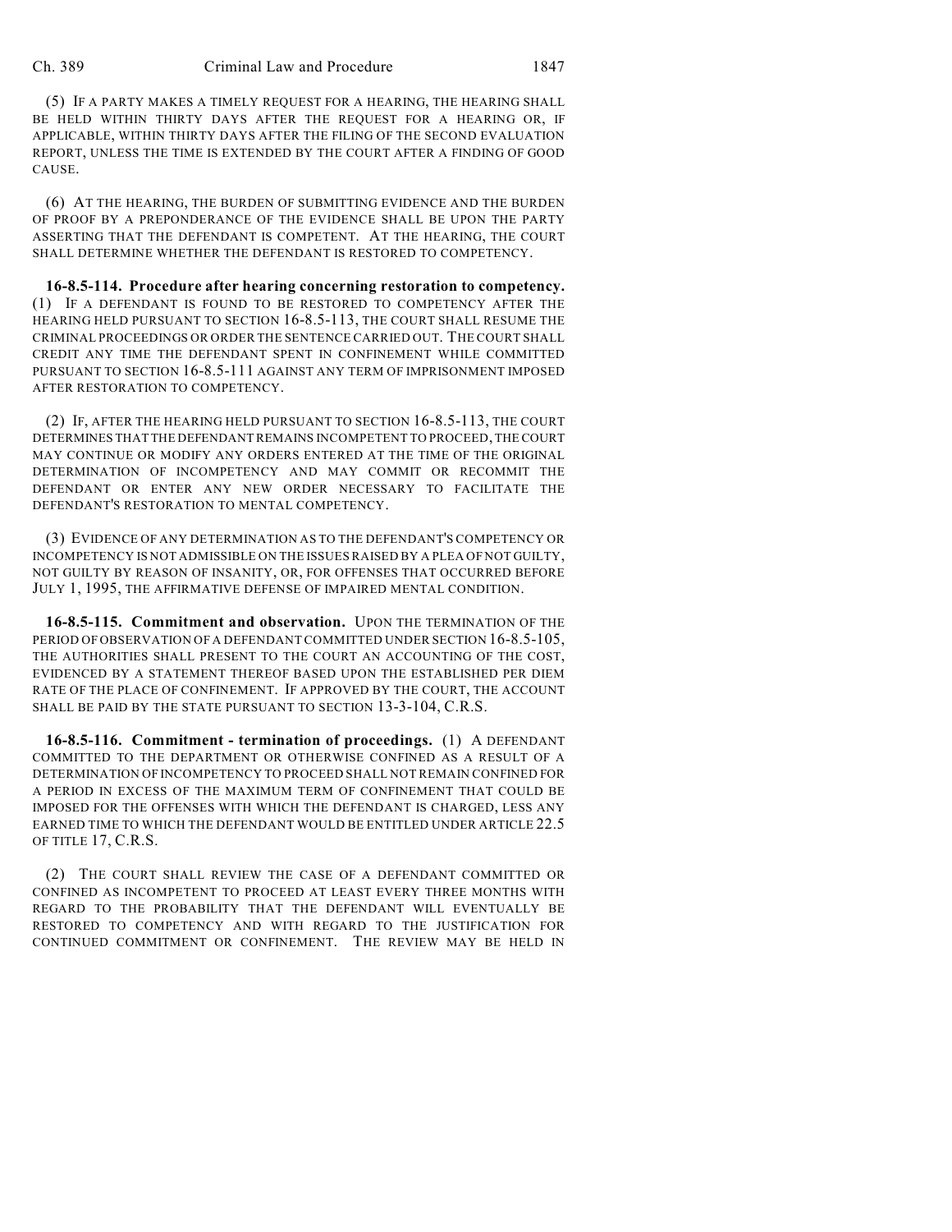(5) IF A PARTY MAKES A TIMELY REQUEST FOR A HEARING, THE HEARING SHALL BE HELD WITHIN THIRTY DAYS AFTER THE REQUEST FOR A HEARING OR, IF APPLICABLE, WITHIN THIRTY DAYS AFTER THE FILING OF THE SECOND EVALUATION REPORT, UNLESS THE TIME IS EXTENDED BY THE COURT AFTER A FINDING OF GOOD CAUSE.

(6) AT THE HEARING, THE BURDEN OF SUBMITTING EVIDENCE AND THE BURDEN OF PROOF BY A PREPONDERANCE OF THE EVIDENCE SHALL BE UPON THE PARTY ASSERTING THAT THE DEFENDANT IS COMPETENT. AT THE HEARING, THE COURT SHALL DETERMINE WHETHER THE DEFENDANT IS RESTORED TO COMPETENCY.

**16-8.5-114. Procedure after hearing concerning restoration to competency.** (1) IF A DEFENDANT IS FOUND TO BE RESTORED TO COMPETENCY AFTER THE HEARING HELD PURSUANT TO SECTION 16-8.5-113, THE COURT SHALL RESUME THE CRIMINAL PROCEEDINGS OR ORDER THE SENTENCE CARRIED OUT. THE COURT SHALL CREDIT ANY TIME THE DEFENDANT SPENT IN CONFINEMENT WHILE COMMITTED PURSUANT TO SECTION 16-8.5-111 AGAINST ANY TERM OF IMPRISONMENT IMPOSED AFTER RESTORATION TO COMPETENCY.

(2) IF, AFTER THE HEARING HELD PURSUANT TO SECTION 16-8.5-113, THE COURT DETERMINES THAT THE DEFENDANT REMAINS INCOMPETENT TO PROCEED, THE COURT MAY CONTINUE OR MODIFY ANY ORDERS ENTERED AT THE TIME OF THE ORIGINAL DETERMINATION OF INCOMPETENCY AND MAY COMMIT OR RECOMMIT THE DEFENDANT OR ENTER ANY NEW ORDER NECESSARY TO FACILITATE THE DEFENDANT'S RESTORATION TO MENTAL COMPETENCY.

(3) EVIDENCE OF ANY DETERMINATION AS TO THE DEFENDANT'S COMPETENCY OR INCOMPETENCY IS NOT ADMISSIBLE ON THE ISSUES RAISED BY A PLEA OF NOT GUILTY, NOT GUILTY BY REASON OF INSANITY, OR, FOR OFFENSES THAT OCCURRED BEFORE JULY 1, 1995, THE AFFIRMATIVE DEFENSE OF IMPAIRED MENTAL CONDITION.

**16-8.5-115. Commitment and observation.** UPON THE TERMINATION OF THE PERIOD OF OBSERVATION OF A DEFENDANT COMMITTED UNDER SECTION 16-8.5-105, THE AUTHORITIES SHALL PRESENT TO THE COURT AN ACCOUNTING OF THE COST, EVIDENCED BY A STATEMENT THEREOF BASED UPON THE ESTABLISHED PER DIEM RATE OF THE PLACE OF CONFINEMENT. IF APPROVED BY THE COURT, THE ACCOUNT SHALL BE PAID BY THE STATE PURSUANT TO SECTION 13-3-104, C.R.S.

**16-8.5-116. Commitment - termination of proceedings.** (1) A DEFENDANT COMMITTED TO THE DEPARTMENT OR OTHERWISE CONFINED AS A RESULT OF A DETERMINATION OF INCOMPETENCY TO PROCEED SHALL NOT REMAIN CONFINED FOR A PERIOD IN EXCESS OF THE MAXIMUM TERM OF CONFINEMENT THAT COULD BE IMPOSED FOR THE OFFENSES WITH WHICH THE DEFENDANT IS CHARGED, LESS ANY EARNED TIME TO WHICH THE DEFENDANT WOULD BE ENTITLED UNDER ARTICLE 22.5 OF TITLE 17, C.R.S.

(2) THE COURT SHALL REVIEW THE CASE OF A DEFENDANT COMMITTED OR CONFINED AS INCOMPETENT TO PROCEED AT LEAST EVERY THREE MONTHS WITH REGARD TO THE PROBABILITY THAT THE DEFENDANT WILL EVENTUALLY BE RESTORED TO COMPETENCY AND WITH REGARD TO THE JUSTIFICATION FOR CONTINUED COMMITMENT OR CONFINEMENT. THE REVIEW MAY BE HELD IN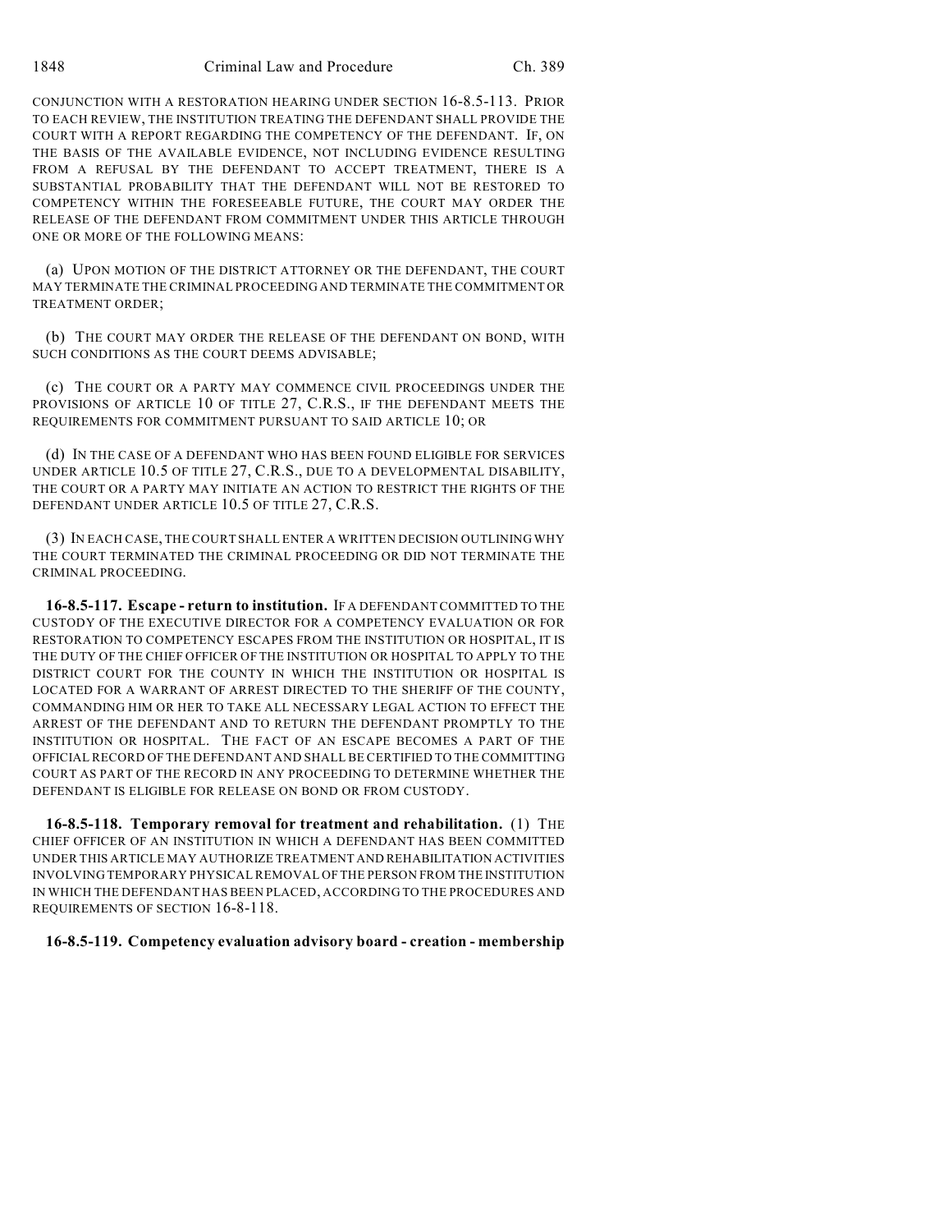CONJUNCTION WITH A RESTORATION HEARING UNDER SECTION 16-8.5-113. PRIOR TO EACH REVIEW, THE INSTITUTION TREATING THE DEFENDANT SHALL PROVIDE THE COURT WITH A REPORT REGARDING THE COMPETENCY OF THE DEFENDANT. IF, ON THE BASIS OF THE AVAILABLE EVIDENCE, NOT INCLUDING EVIDENCE RESULTING FROM A REFUSAL BY THE DEFENDANT TO ACCEPT TREATMENT, THERE IS A SUBSTANTIAL PROBABILITY THAT THE DEFENDANT WILL NOT BE RESTORED TO COMPETENCY WITHIN THE FORESEEABLE FUTURE, THE COURT MAY ORDER THE RELEASE OF THE DEFENDANT FROM COMMITMENT UNDER THIS ARTICLE THROUGH ONE OR MORE OF THE FOLLOWING MEANS:

(a) UPON MOTION OF THE DISTRICT ATTORNEY OR THE DEFENDANT, THE COURT MAY TERMINATE THE CRIMINAL PROCEEDING AND TERMINATE THE COMMITMENT OR TREATMENT ORDER;

(b) THE COURT MAY ORDER THE RELEASE OF THE DEFENDANT ON BOND, WITH SUCH CONDITIONS AS THE COURT DEEMS ADVISABLE;

(c) THE COURT OR A PARTY MAY COMMENCE CIVIL PROCEEDINGS UNDER THE PROVISIONS OF ARTICLE 10 OF TITLE 27, C.R.S., IF THE DEFENDANT MEETS THE REQUIREMENTS FOR COMMITMENT PURSUANT TO SAID ARTICLE 10; OR

(d) IN THE CASE OF A DEFENDANT WHO HAS BEEN FOUND ELIGIBLE FOR SERVICES UNDER ARTICLE 10.5 OF TITLE 27, C.R.S., DUE TO A DEVELOPMENTAL DISABILITY, THE COURT OR A PARTY MAY INITIATE AN ACTION TO RESTRICT THE RIGHTS OF THE DEFENDANT UNDER ARTICLE 10.5 OF TITLE 27, C.R.S.

(3) IN EACH CASE, THE COURT SHALL ENTER A WRITTEN DECISION OUTLINING WHY THE COURT TERMINATED THE CRIMINAL PROCEEDING OR DID NOT TERMINATE THE CRIMINAL PROCEEDING.

**16-8.5-117. Escape - return to institution.** IF A DEFENDANT COMMITTED TO THE CUSTODY OF THE EXECUTIVE DIRECTOR FOR A COMPETENCY EVALUATION OR FOR RESTORATION TO COMPETENCY ESCAPES FROM THE INSTITUTION OR HOSPITAL, IT IS THE DUTY OF THE CHIEF OFFICER OF THE INSTITUTION OR HOSPITAL TO APPLY TO THE DISTRICT COURT FOR THE COUNTY IN WHICH THE INSTITUTION OR HOSPITAL IS LOCATED FOR A WARRANT OF ARREST DIRECTED TO THE SHERIFF OF THE COUNTY, COMMANDING HIM OR HER TO TAKE ALL NECESSARY LEGAL ACTION TO EFFECT THE ARREST OF THE DEFENDANT AND TO RETURN THE DEFENDANT PROMPTLY TO THE INSTITUTION OR HOSPITAL. THE FACT OF AN ESCAPE BECOMES A PART OF THE OFFICIAL RECORD OF THE DEFENDANT AND SHALL BE CERTIFIED TO THE COMMITTING COURT AS PART OF THE RECORD IN ANY PROCEEDING TO DETERMINE WHETHER THE DEFENDANT IS ELIGIBLE FOR RELEASE ON BOND OR FROM CUSTODY.

**16-8.5-118. Temporary removal for treatment and rehabilitation.** (1) THE CHIEF OFFICER OF AN INSTITUTION IN WHICH A DEFENDANT HAS BEEN COMMITTED UNDER THIS ARTICLE MAY AUTHORIZE TREATMENT AND REHABILITATION ACTIVITIES INVOLVING TEMPORARY PHYSICAL REMOVAL OF THE PERSON FROM THE INSTITUTION IN WHICH THE DEFENDANT HAS BEEN PLACED, ACCORDING TO THE PROCEDURES AND REQUIREMENTS OF SECTION 16-8-118.

**16-8.5-119. Competency evaluation advisory board - creation - membership**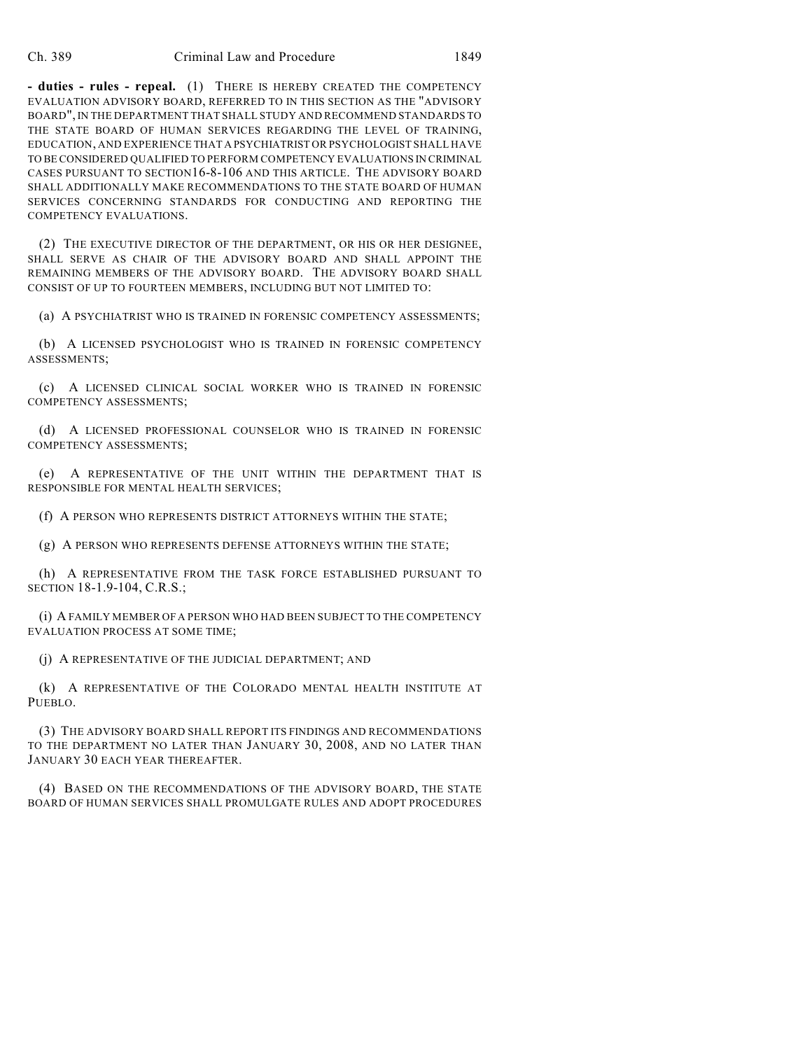**- duties - rules - repeal.** (1) THERE IS HEREBY CREATED THE COMPETENCY EVALUATION ADVISORY BOARD, REFERRED TO IN THIS SECTION AS THE "ADVISORY BOARD", IN THE DEPARTMENT THAT SHALL STUDY AND RECOMMEND STANDARDS TO THE STATE BOARD OF HUMAN SERVICES REGARDING THE LEVEL OF TRAINING, EDUCATION, AND EXPERIENCE THAT A PSYCHIATRIST OR PSYCHOLOGIST SHALL HAVE TO BE CONSIDERED QUALIFIED TO PERFORM COMPETENCY EVALUATIONS IN CRIMINAL CASES PURSUANT TO SECTION16-8-106 AND THIS ARTICLE. THE ADVISORY BOARD SHALL ADDITIONALLY MAKE RECOMMENDATIONS TO THE STATE BOARD OF HUMAN SERVICES CONCERNING STANDARDS FOR CONDUCTING AND REPORTING THE COMPETENCY EVALUATIONS.

(2) THE EXECUTIVE DIRECTOR OF THE DEPARTMENT, OR HIS OR HER DESIGNEE, SHALL SERVE AS CHAIR OF THE ADVISORY BOARD AND SHALL APPOINT THE REMAINING MEMBERS OF THE ADVISORY BOARD. THE ADVISORY BOARD SHALL CONSIST OF UP TO FOURTEEN MEMBERS, INCLUDING BUT NOT LIMITED TO:

(a) A PSYCHIATRIST WHO IS TRAINED IN FORENSIC COMPETENCY ASSESSMENTS;

(b) A LICENSED PSYCHOLOGIST WHO IS TRAINED IN FORENSIC COMPETENCY ASSESSMENTS;

(c) A LICENSED CLINICAL SOCIAL WORKER WHO IS TRAINED IN FORENSIC COMPETENCY ASSESSMENTS;

(d) A LICENSED PROFESSIONAL COUNSELOR WHO IS TRAINED IN FORENSIC COMPETENCY ASSESSMENTS;

(e) A REPRESENTATIVE OF THE UNIT WITHIN THE DEPARTMENT THAT IS RESPONSIBLE FOR MENTAL HEALTH SERVICES;

(f) A PERSON WHO REPRESENTS DISTRICT ATTORNEYS WITHIN THE STATE;

(g) A PERSON WHO REPRESENTS DEFENSE ATTORNEYS WITHIN THE STATE;

(h) A REPRESENTATIVE FROM THE TASK FORCE ESTABLISHED PURSUANT TO SECTION 18-1.9-104, C.R.S.;

(i) A FAMILY MEMBER OF A PERSON WHO HAD BEEN SUBJECT TO THE COMPETENCY EVALUATION PROCESS AT SOME TIME;

(j) A REPRESENTATIVE OF THE JUDICIAL DEPARTMENT; AND

(k) A REPRESENTATIVE OF THE COLORADO MENTAL HEALTH INSTITUTE AT PUEBLO.

(3) THE ADVISORY BOARD SHALL REPORT ITS FINDINGS AND RECOMMENDATIONS TO THE DEPARTMENT NO LATER THAN JANUARY 30, 2008, AND NO LATER THAN JANUARY 30 EACH YEAR THEREAFTER.

(4) BASED ON THE RECOMMENDATIONS OF THE ADVISORY BOARD, THE STATE BOARD OF HUMAN SERVICES SHALL PROMULGATE RULES AND ADOPT PROCEDURES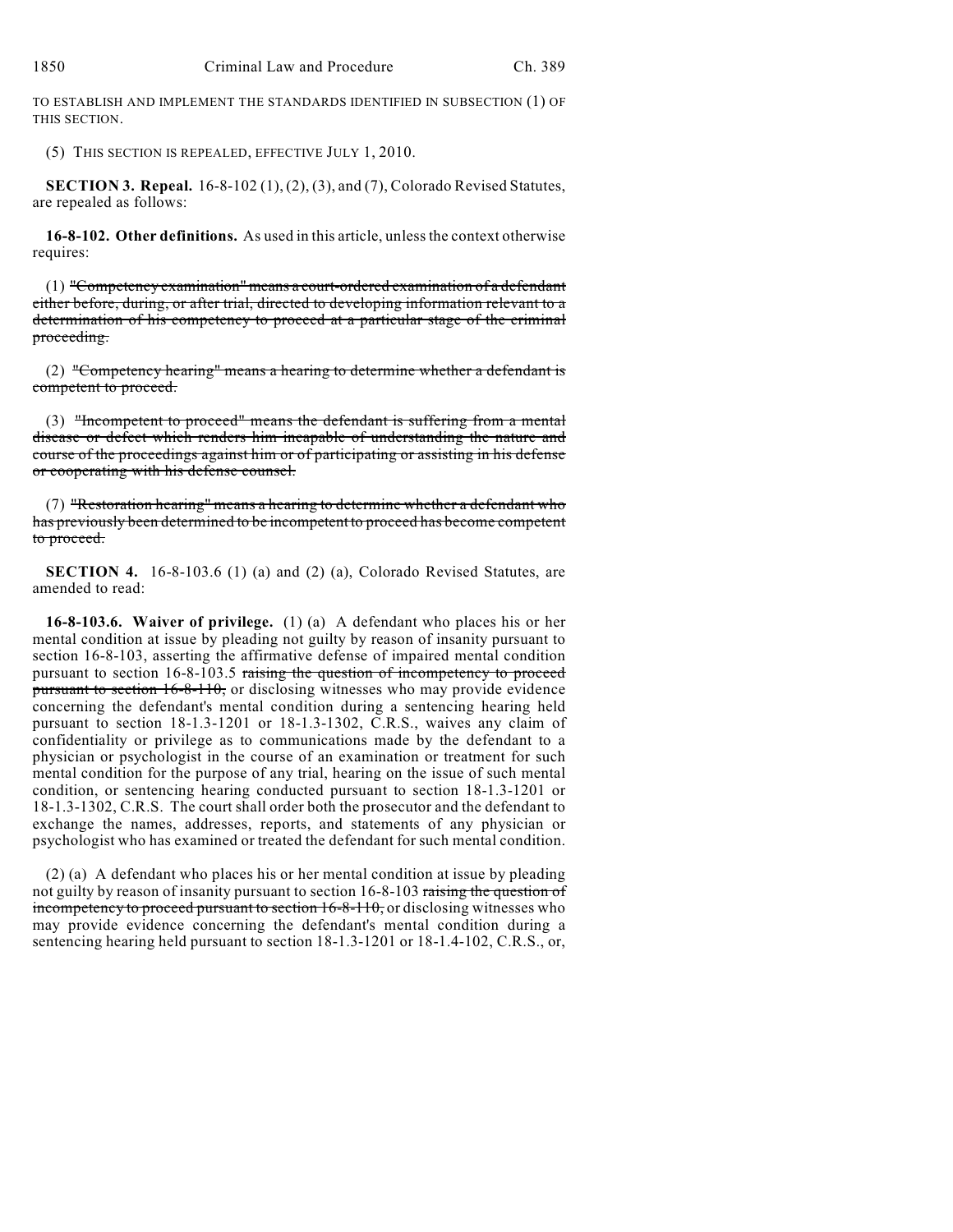TO ESTABLISH AND IMPLEMENT THE STANDARDS IDENTIFIED IN SUBSECTION (1) OF THIS SECTION.

(5) THIS SECTION IS REPEALED, EFFECTIVE JULY 1, 2010.

**SECTION 3. Repeal.** 16-8-102 (1), (2), (3), and (7), Colorado Revised Statutes, are repealed as follows:

**16-8-102. Other definitions.** As used in this article, unless the context otherwise requires:

(1) ~~"Competency examination" means a court-ordered examination of a defendant either before, during, or after trial, directed to developing information relevant to a determination of his competency to proceed at a particular stage of the criminal proceeding.~~

(2) ~~"Competency hearing" means a hearing to determine whether a defendant is competent to proceed.~~

(3) ~~"Incompetent to proceed" means the defendant is suffering from a mental disease or defect which renders him incapable of understanding the nature and course of the proceedings against him or of participating or assisting in his defense or cooperating with his defense counsel.~~

(7) ~~"Restoration hearing" means a hearing to determine whether a defendant who has previously been determined to be incompetent to proceed has become competent to proceed.~~

**SECTION 4.** 16-8-103.6 (1) (a) and (2) (a), Colorado Revised Statutes, are amended to read:

**16-8-103.6. Waiver of privilege.** (1) (a) A defendant who places his or her mental condition at issue by pleading not guilty by reason of insanity pursuant to section 16-8-103, asserting the affirmative defense of impaired mental condition pursuant to section 16-8-103.5 ~~raising the question of incompetency to proceed pursuant to section 16-8-110,~~ or disclosing witnesses who may provide evidence concerning the defendant's mental condition during a sentencing hearing held pursuant to section 18-1.3-1201 or 18-1.3-1302, C.R.S., waives any claim of confidentiality or privilege as to communications made by the defendant to a physician or psychologist in the course of an examination or treatment for such mental condition for the purpose of any trial, hearing on the issue of such mental condition, or sentencing hearing conducted pursuant to section 18-1.3-1201 or 18-1.3-1302, C.R.S. The court shall order both the prosecutor and the defendant to exchange the names, addresses, reports, and statements of any physician or psychologist who has examined or treated the defendant for such mental condition.

(2) (a) A defendant who places his or her mental condition at issue by pleading not guilty by reason of insanity pursuant to section 16-8-103 ~~raising the question of incompetency to proceed pursuant to section 16-8-110,~~ or disclosing witnesses who may provide evidence concerning the defendant's mental condition during a sentencing hearing held pursuant to section 18-1.3-1201 or 18-1.4-102, C.R.S., or,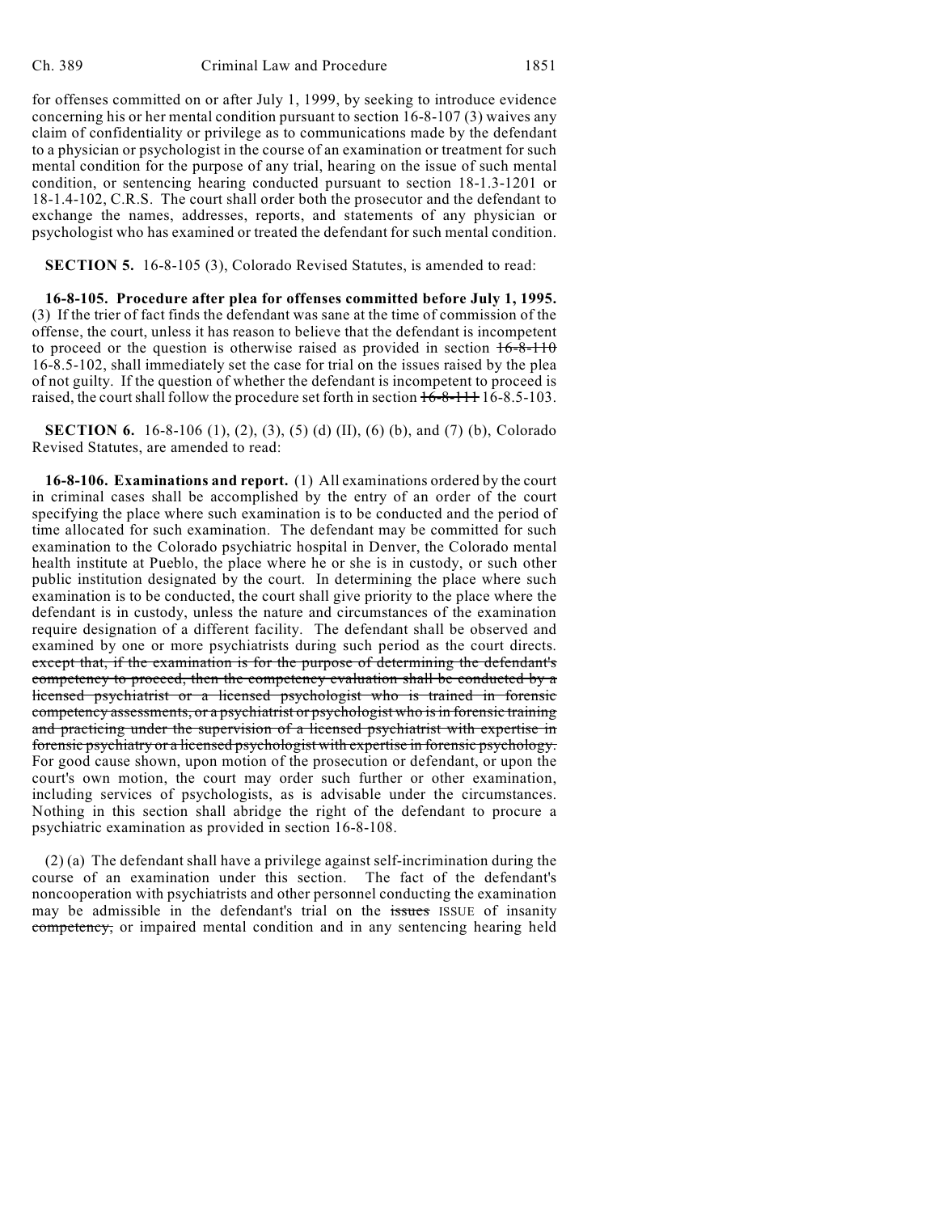for offenses committed on or after July 1, 1999, by seeking to introduce evidence concerning his or her mental condition pursuant to section 16-8-107 (3) waives any claim of confidentiality or privilege as to communications made by the defendant to a physician or psychologist in the course of an examination or treatment for such mental condition for the purpose of any trial, hearing on the issue of such mental condition, or sentencing hearing conducted pursuant to section 18-1.3-1201 or 18-1.4-102, C.R.S. The court shall order both the prosecutor and the defendant to exchange the names, addresses, reports, and statements of any physician or psychologist who has examined or treated the defendant for such mental condition.

**SECTION 5.** 16-8-105 (3), Colorado Revised Statutes, is amended to read:

**16-8-105. Procedure after plea for offenses committed before July 1, 1995.** (3) If the trier of fact finds the defendant was sane at the time of commission of the offense, the court, unless it has reason to believe that the defendant is incompetent to proceed or the question is otherwise raised as provided in section ~~16-8-110~~ 16-8.5-102, shall immediately set the case for trial on the issues raised by the plea of not guilty. If the question of whether the defendant is incompetent to proceed is raised, the court shall follow the procedure set forth in section ~~16-8-111~~ 16-8.5-103.

**SECTION 6.** 16-8-106 (1), (2), (3), (5) (d) (II), (6) (b), and (7) (b), Colorado Revised Statutes, are amended to read:

**16-8-106. Examinations and report.** (1) All examinations ordered by the court in criminal cases shall be accomplished by the entry of an order of the court specifying the place where such examination is to be conducted and the period of time allocated for such examination. The defendant may be committed for such examination to the Colorado psychiatric hospital in Denver, the Colorado mental health institute at Pueblo, the place where he or she is in custody, or such other public institution designated by the court. In determining the place where such examination is to be conducted, the court shall give priority to the place where the defendant is in custody, unless the nature and circumstances of the examination require designation of a different facility. The defendant shall be observed and examined by one or more psychiatrists during such period as the court directs. ~~except that, if the examination is for the purpose of determining the defendant's competency to proceed, then the competency evaluation shall be conducted by a licensed psychiatrist or a licensed psychologist who is trained in forensic competency assessments, or a psychiatrist or psychologist who is in forensic training and practicing under the supervision of a licensed psychiatrist with expertise in forensic psychiatry or a licensed psychologist with expertise in forensic psychology.~~ For good cause shown, upon motion of the prosecution or defendant, or upon the court's own motion, the court may order such further or other examination, including services of psychologists, as is advisable under the circumstances. Nothing in this section shall abridge the right of the defendant to procure a psychiatric examination as provided in section 16-8-108.

(2) (a) The defendant shall have a privilege against self-incrimination during the course of an examination under this section. The fact of the defendant's noncooperation with psychiatrists and other personnel conducting the examination may be admissible in the defendant's trial on the ~~issues~~ ISSUE of insanity ~~competency,~~ or impaired mental condition and in any sentencing hearing held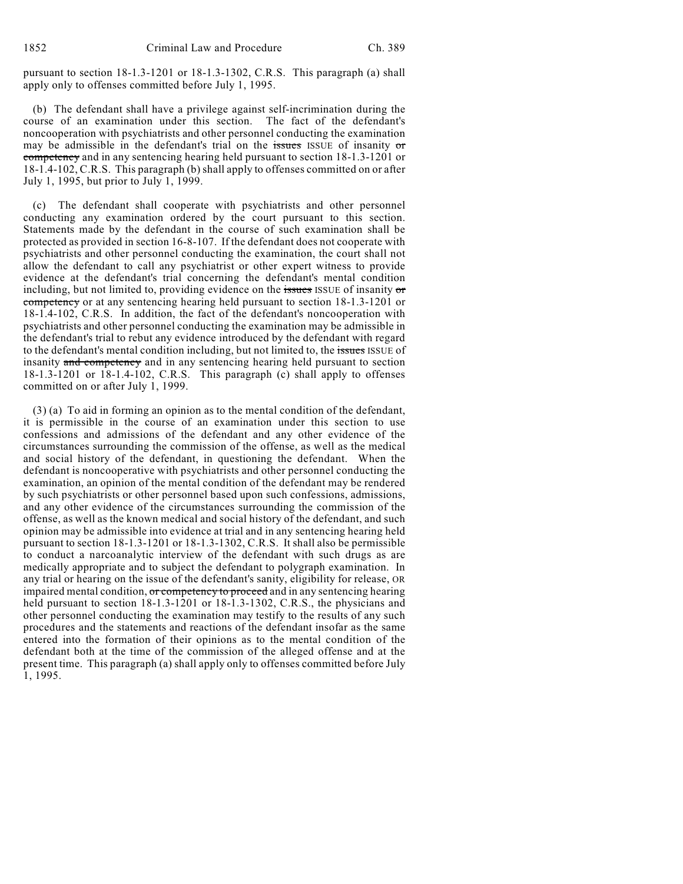pursuant to section 18-1.3-1201 or 18-1.3-1302, C.R.S. This paragraph (a) shall apply only to offenses committed before July 1, 1995.

(b) The defendant shall have a privilege against self-incrimination during the course of an examination under this section. The fact of the defendant's noncooperation with psychiatrists and other personnel conducting the examination may be admissible in the defendant's trial on the ~~issues~~ ISSUE of insanity ~~or competency~~ and in any sentencing hearing held pursuant to section 18-1.3-1201 or 18-1.4-102, C.R.S. This paragraph (b) shall apply to offenses committed on or after July 1, 1995, but prior to July 1, 1999.

(c) The defendant shall cooperate with psychiatrists and other personnel conducting any examination ordered by the court pursuant to this section. Statements made by the defendant in the course of such examination shall be protected as provided in section 16-8-107. If the defendant does not cooperate with psychiatrists and other personnel conducting the examination, the court shall not allow the defendant to call any psychiatrist or other expert witness to provide evidence at the defendant's trial concerning the defendant's mental condition including, but not limited to, providing evidence on the ~~issues~~ ISSUE of insanity ~~or competency~~ or at any sentencing hearing held pursuant to section 18-1.3-1201 or 18-1.4-102, C.R.S. In addition, the fact of the defendant's noncooperation with psychiatrists and other personnel conducting the examination may be admissible in the defendant's trial to rebut any evidence introduced by the defendant with regard to the defendant's mental condition including, but not limited to, the ~~issues~~ ISSUE of insanity ~~and competency~~ and in any sentencing hearing held pursuant to section 18-1.3-1201 or 18-1.4-102, C.R.S. This paragraph (c) shall apply to offenses committed on or after July 1, 1999.

(3) (a) To aid in forming an opinion as to the mental condition of the defendant, it is permissible in the course of an examination under this section to use confessions and admissions of the defendant and any other evidence of the circumstances surrounding the commission of the offense, as well as the medical and social history of the defendant, in questioning the defendant. When the defendant is noncooperative with psychiatrists and other personnel conducting the examination, an opinion of the mental condition of the defendant may be rendered by such psychiatrists or other personnel based upon such confessions, admissions, and any other evidence of the circumstances surrounding the commission of the offense, as well as the known medical and social history of the defendant, and such opinion may be admissible into evidence at trial and in any sentencing hearing held pursuant to section 18-1.3-1201 or 18-1.3-1302, C.R.S. It shall also be permissible to conduct a narcoanalytic interview of the defendant with such drugs as are medically appropriate and to subject the defendant to polygraph examination. In any trial or hearing on the issue of the defendant's sanity, eligibility for release, OR impaired mental condition, ~~or competency to proceed~~ and in any sentencing hearing held pursuant to section 18-1.3-1201 or 18-1.3-1302, C.R.S., the physicians and other personnel conducting the examination may testify to the results of any such procedures and the statements and reactions of the defendant insofar as the same entered into the formation of their opinions as to the mental condition of the defendant both at the time of the commission of the alleged offense and at the present time. This paragraph (a) shall apply only to offenses committed before July 1, 1995.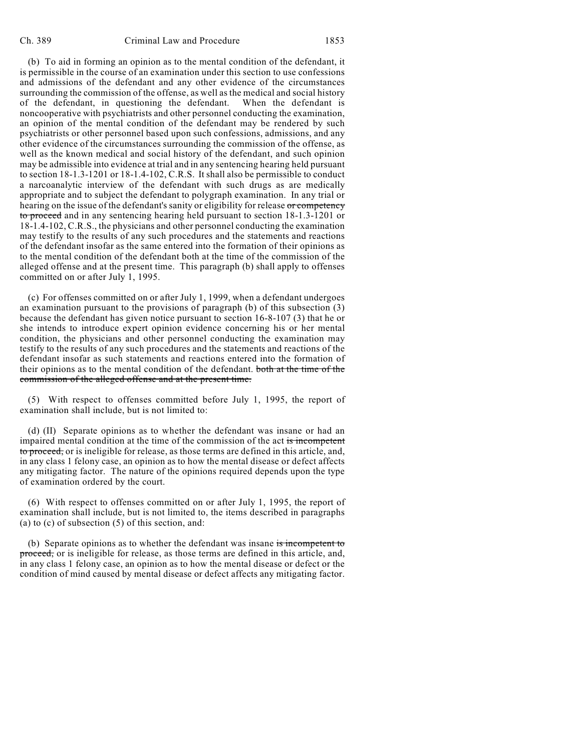(b) To aid in forming an opinion as to the mental condition of the defendant, it is permissible in the course of an examination under this section to use confessions and admissions of the defendant and any other evidence of the circumstances surrounding the commission of the offense, as well as the medical and social history of the defendant, in questioning the defendant. When the defendant is noncooperative with psychiatrists and other personnel conducting the examination, an opinion of the mental condition of the defendant may be rendered by such psychiatrists or other personnel based upon such confessions, admissions, and any other evidence of the circumstances surrounding the commission of the offense, as well as the known medical and social history of the defendant, and such opinion may be admissible into evidence at trial and in any sentencing hearing held pursuant to section 18-1.3-1201 or 18-1.4-102, C.R.S. It shall also be permissible to conduct a narcoanalytic interview of the defendant with such drugs as are medically appropriate and to subject the defendant to polygraph examination. In any trial or hearing on the issue of the defendant's sanity or eligibility for release ~~or competency to proceed~~ and in any sentencing hearing held pursuant to section 18-1.3-1201 or 18-1.4-102, C.R.S., the physicians and other personnel conducting the examination may testify to the results of any such procedures and the statements and reactions of the defendant insofar as the same entered into the formation of their opinions as to the mental condition of the defendant both at the time of the commission of the alleged offense and at the present time. This paragraph (b) shall apply to offenses committed on or after July 1, 1995.

(c) For offenses committed on or after July 1, 1999, when a defendant undergoes an examination pursuant to the provisions of paragraph (b) of this subsection (3) because the defendant has given notice pursuant to section 16-8-107 (3) that he or she intends to introduce expert opinion evidence concerning his or her mental condition, the physicians and other personnel conducting the examination may testify to the results of any such procedures and the statements and reactions of the defendant insofar as such statements and reactions entered into the formation of their opinions as to the mental condition of the defendant. ~~both at the time of the commission of the alleged offense and at the present time.~~

(5) With respect to offenses committed before July 1, 1995, the report of examination shall include, but is not limited to:

(d) (II) Separate opinions as to whether the defendant was insane or had an impaired mental condition at the time of the commission of the act ~~is incompetent to proceed,~~ or is ineligible for release, as those terms are defined in this article, and, in any class 1 felony case, an opinion as to how the mental disease or defect affects any mitigating factor. The nature of the opinions required depends upon the type of examination ordered by the court.

(6) With respect to offenses committed on or after July 1, 1995, the report of examination shall include, but is not limited to, the items described in paragraphs (a) to (c) of subsection (5) of this section, and:

(b) Separate opinions as to whether the defendant was insane ~~is incompetent to proceed,~~ or is ineligible for release, as those terms are defined in this article, and, in any class 1 felony case, an opinion as to how the mental disease or defect or the condition of mind caused by mental disease or defect affects any mitigating factor.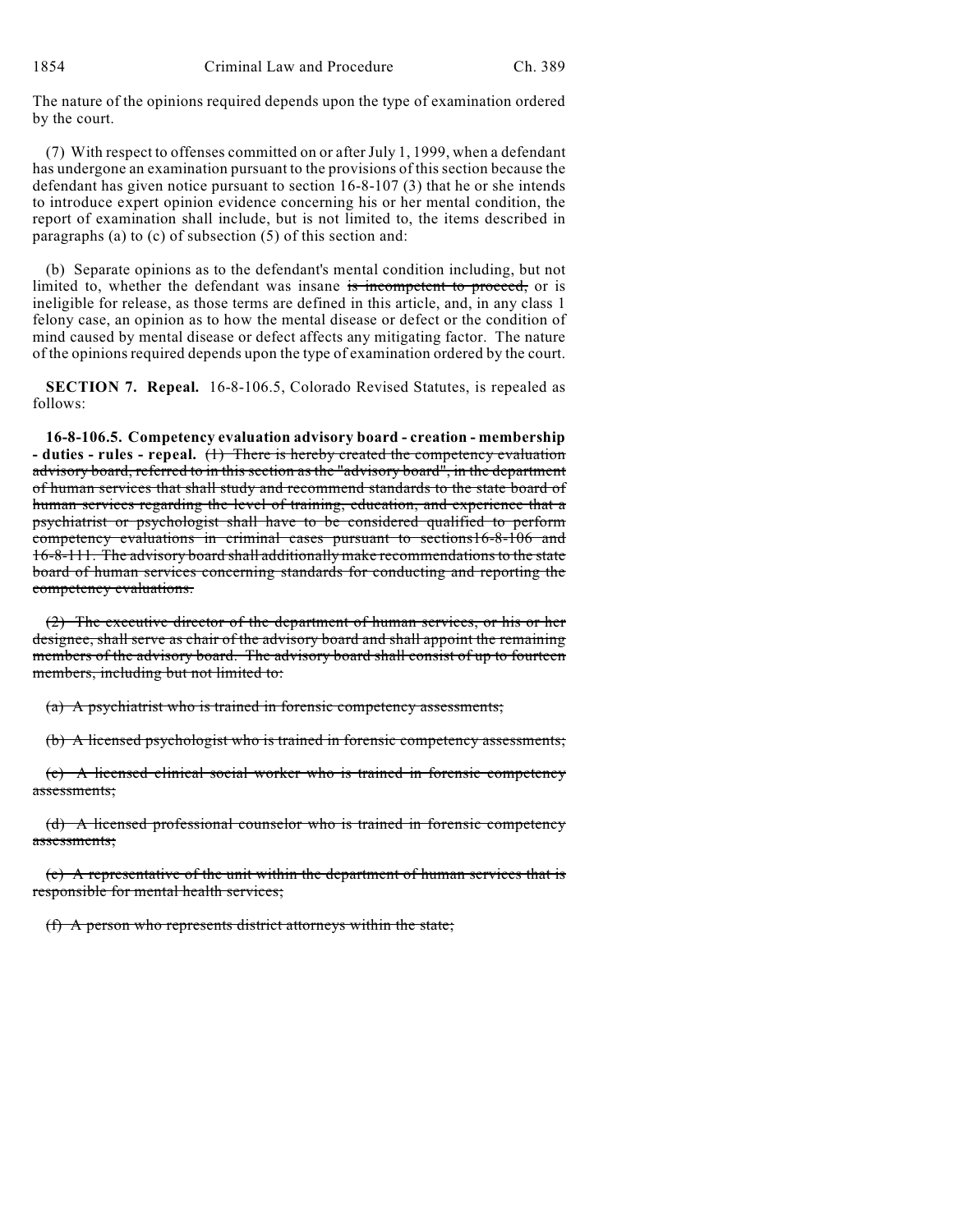The nature of the opinions required depends upon the type of examination ordered by the court.

(7) With respect to offenses committed on or after July 1, 1999, when a defendant has undergone an examination pursuant to the provisions of this section because the defendant has given notice pursuant to section 16-8-107 (3) that he or she intends to introduce expert opinion evidence concerning his or her mental condition, the report of examination shall include, but is not limited to, the items described in paragraphs (a) to (c) of subsection (5) of this section and:

(b) Separate opinions as to the defendant's mental condition including, but not limited to, whether the defendant was insane ~~is incompetent to proceed,~~ or is ineligible for release, as those terms are defined in this article, and, in any class 1 felony case, an opinion as to how the mental disease or defect or the condition of mind caused by mental disease or defect affects any mitigating factor. The nature of the opinions required depends upon the type of examination ordered by the court.

**SECTION 7. Repeal.** 16-8-106.5, Colorado Revised Statutes, is repealed as follows:

**16-8-106.5. Competency evaluation advisory board - creation - membership - duties - rules - repeal.** ~~(1) There is hereby created the competency evaluation advisory board, referred to in this section as the "advisory board", in the department of human services that shall study and recommend standards to the state board of human services regarding the level of training, education, and experience that a psychiatrist or psychologist shall have to be considered qualified to perform competency evaluations in criminal cases pursuant to sections16-8-106 and 16-8-111. The advisory board shall additionally make recommendations to the state board of human services concerning standards for conducting and reporting the competency evaluations.~~

~~(2) The executive director of the department of human services, or his or her designee, shall serve as chair of the advisory board and shall appoint the remaining members of the advisory board. The advisory board shall consist of up to fourteen members, including but not limited to:~~

~~(a) A psychiatrist who is trained in forensic competency assessments;~~

~~(b) A licensed psychologist who is trained in forensic competency assessments;~~

~~(c) A licensed clinical social worker who is trained in forensic competency assessments;~~

~~(d) A licensed professional counselor who is trained in forensic competency assessments;~~

~~(e) A representative of the unit within the department of human services that is responsible for mental health services;~~

~~(f) A person who represents district attorneys within the state;~~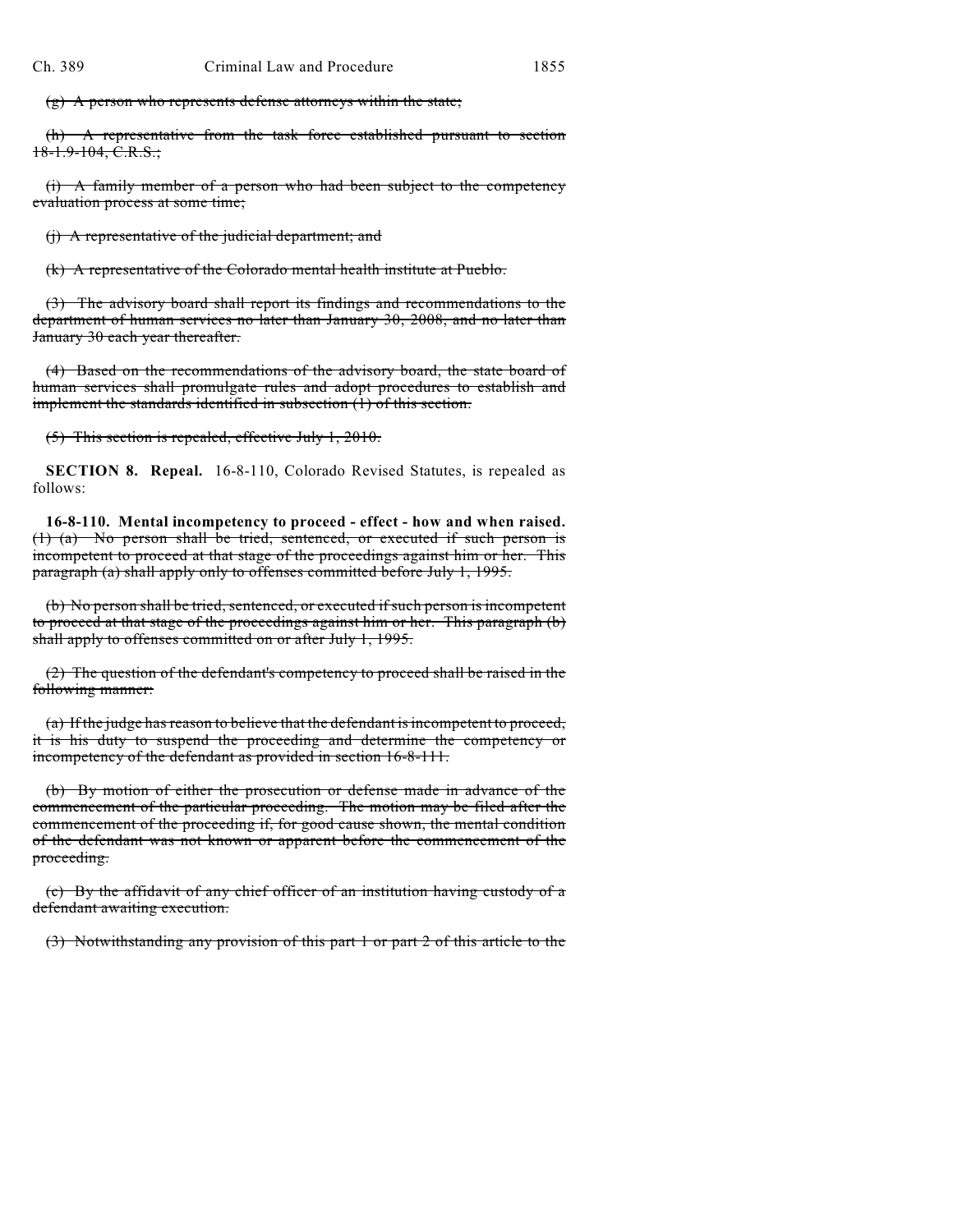~~(g) A person who represents defense attorneys within the state;~~

~~(h) A representative from the task force established pursuant to section 18-1.9-104, C.R.S.;~~

~~(i) A family member of a person who had been subject to the competency evaluation process at some time;~~

~~(j) A representative of the judicial department; and~~

~~(k) A representative of the Colorado mental health institute at Pueblo.~~

~~(3) The advisory board shall report its findings and recommendations to the department of human services no later than January 30, 2008, and no later than January 30 each year thereafter.~~

~~(4) Based on the recommendations of the advisory board, the state board of human services shall promulgate rules and adopt procedures to establish and implement the standards identified in subsection (1) of this section.~~

~~(5) This section is repealed, effective July 1, 2010.~~

**SECTION 8. Repeal.** 16-8-110, Colorado Revised Statutes, is repealed as follows:

**16-8-110. Mental incompetency to proceed - effect - how and when raised.** ~~(1) (a) No person shall be tried, sentenced, or executed if such person is incompetent to proceed at that stage of the proceedings against him or her. This paragraph (a) shall apply only to offenses committed before July 1, 1995.~~

~~(b) No person shall be tried, sentenced, or executed if such person is incompetent to proceed at that stage of the proceedings against him or her. This paragraph (b) shall apply to offenses committed on or after July 1, 1995.~~

~~(2) The question of the defendant's competency to proceed shall be raised in the following manner:~~

~~(a) If the judge has reason to believe that the defendant is incompetent to proceed, it is his duty to suspend the proceeding and determine the competency or incompetency of the defendant as provided in section 16-8-111.~~

~~(b) By motion of either the prosecution or defense made in advance of the commencement of the particular proceeding. The motion may be filed after the commencement of the proceeding if, for good cause shown, the mental condition of the defendant was not known or apparent before the commencement of the proceeding.~~

~~(c) By the affidavit of any chief officer of an institution having custody of a defendant awaiting execution.~~

~~(3) Notwithstanding any provision of this part 1 or part 2 of this article to the~~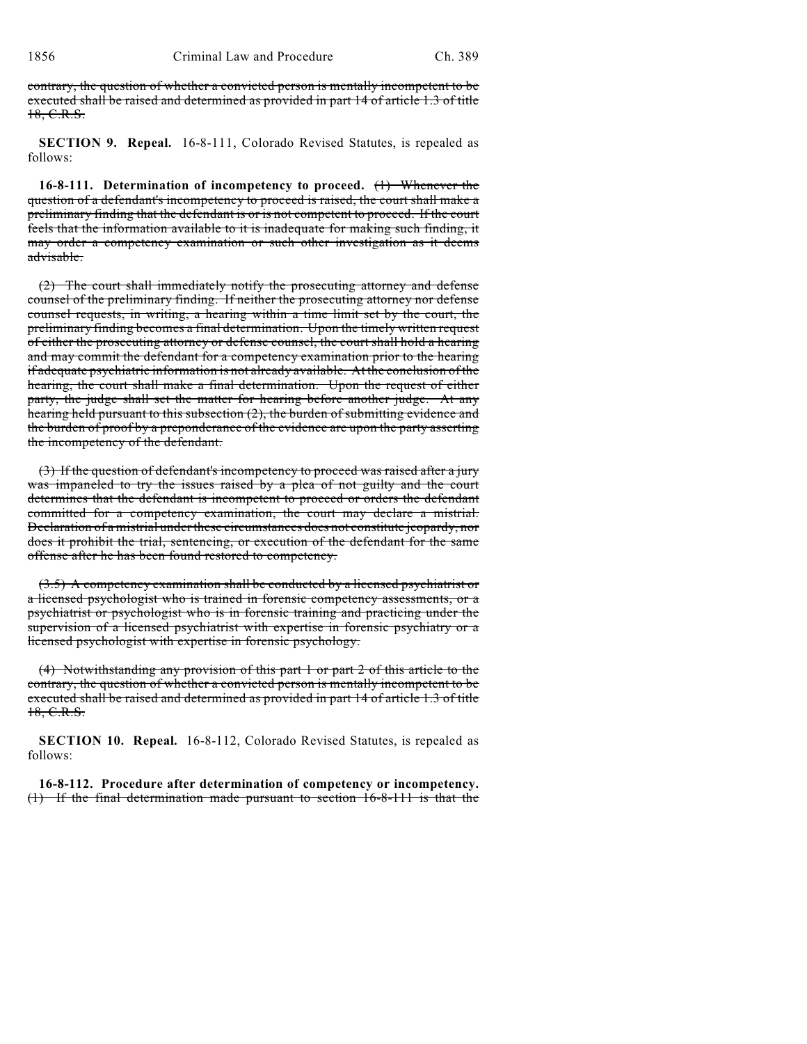contrary, the question of whether a convicted person is mentally incompetent to be executed shall be raised and determined as provided in part 14 of article 1.3 of title 18, C.R.S.

**SECTION 9. Repeal.** 16-8-111, Colorado Revised Statutes, is repealed as follows:

**16-8-111. Determination of incompetency to proceed.** (1) Whenever the question of a defendant's incompetency to proceed is raised, the court shall make a preliminary finding that the defendant is or is not competent to proceed. If the court feels that the information available to it is inadequate for making such finding, it may order a competency examination or such other investigation as it deems advisable.

(2) The court shall immediately notify the prosecuting attorney and defense counsel of the preliminary finding. If neither the prosecuting attorney nor defense counsel requests, in writing, a hearing within a time limit set by the court, the preliminary finding becomes a final determination. Upon the timely written request of either the prosecuting attorney or defense counsel, the court shall hold a hearing and may commit the defendant for a competency examination prior to the hearing if adequate psychiatric information is not already available. At the conclusion of the hearing, the court shall make a final determination. Upon the request of either party, the judge shall set the matter for hearing before another judge. At any hearing held pursuant to this subsection (2), the burden of submitting evidence and the burden of proof by a preponderance of the evidence are upon the party asserting the incompetency of the defendant.

(3) If the question of defendant's incompetency to proceed was raised after a jury was impaneled to try the issues raised by a plea of not guilty and the court determines that the defendant is incompetent to proceed or orders the defendant committed for a competency examination, the court may declare a mistrial. Declaration of a mistrial under these circumstances does not constitute jeopardy, nor does it prohibit the trial, sentencing, or execution of the defendant for the same offense after he has been found restored to competency.

(3.5) A competency examination shall be conducted by a licensed psychiatrist or a licensed psychologist who is trained in forensic competency assessments, or a psychiatrist or psychologist who is in forensic training and practicing under the supervision of a licensed psychiatrist with expertise in forensic psychiatry or a licensed psychologist with expertise in forensic psychology.

(4) Notwithstanding any provision of this part 1 or part 2 of this article to the contrary, the question of whether a convicted person is mentally incompetent to be executed shall be raised and determined as provided in part 14 of article 1.3 of title 18, C.R.S.

**SECTION 10. Repeal.** 16-8-112, Colorado Revised Statutes, is repealed as follows:

**16-8-112. Procedure after determination of competency or incompetency.** (1) If the final determination made pursuant to section 16-8-111 is that the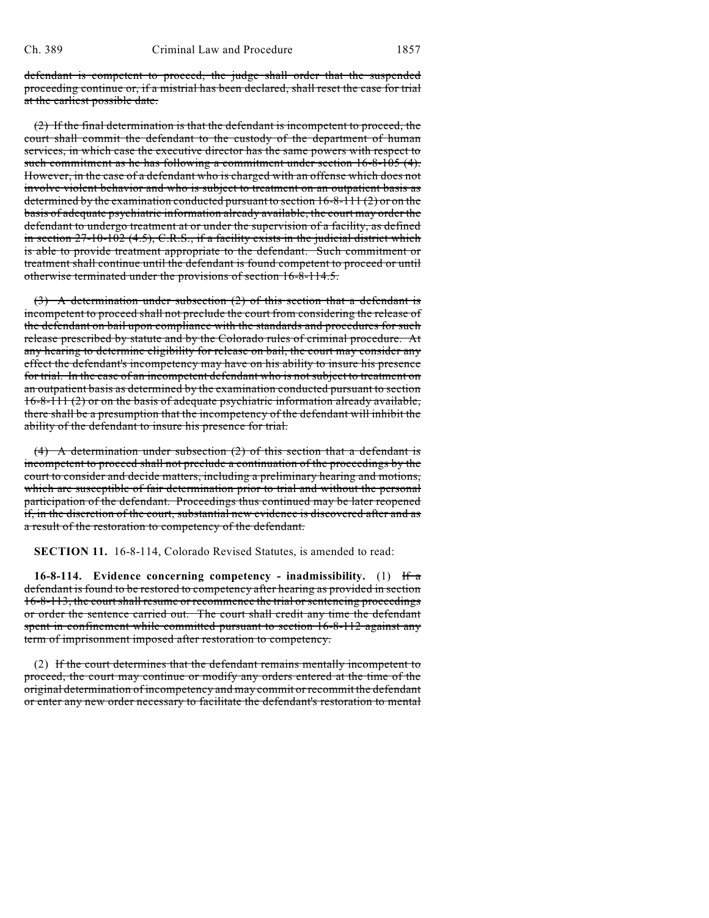defendant is competent to proceed, the judge shall order that the suspended proceeding continue or, if a mistrial has been declared, shall reset the case for trial at the earliest possible date.

(2) If the final determination is that the defendant is incompetent to proceed, the court shall commit the defendant to the custody of the department of human services, in which case the executive director has the same powers with respect to such commitment as he has following a commitment under section 16-8-105 (4). However, in the case of a defendant who is charged with an offense which does not involve violent behavior and who is subject to treatment on an outpatient basis as determined by the examination conducted pursuant to section 16-8-111 (2) or on the basis of adequate psychiatric information already available, the court may order the defendant to undergo treatment at or under the supervision of a facility, as defined in section 27-10-102 (4.5), C.R.S., if a facility exists in the judicial district which is able to provide treatment appropriate to the defendant. Such commitment or treatment shall continue until the defendant is found competent to proceed or until otherwise terminated under the provisions of section 16-8-114.5.

(3) A determination under subsection (2) of this section that a defendant is incompetent to proceed shall not preclude the court from considering the release of the defendant on bail upon compliance with the standards and procedures for such release prescribed by statute and by the Colorado rules of criminal procedure. At any hearing to determine eligibility for release on bail, the court may consider any effect the defendant's incompetency may have on his ability to insure his presence for trial. In the case of an incompetent defendant who is not subject to treatment on an outpatient basis as determined by the examination conducted pursuant to section 16-8-111 (2) or on the basis of adequate psychiatric information already available, there shall be a presumption that the incompetency of the defendant will inhibit the ability of the defendant to insure his presence for trial.

(4) A determination under subsection (2) of this section that a defendant is incompetent to proceed shall not preclude a continuation of the proceedings by the court to consider and decide matters, including a preliminary hearing and motions, which are susceptible of fair determination prior to trial and without the personal participation of the defendant. Proceedings thus continued may be later reopened if, in the discretion of the court, substantial new evidence is discovered after and as a result of the restoration to competency of the defendant.

**SECTION 11.** 16-8-114, Colorado Revised Statutes, is amended to read:

**16-8-114. Evidence concerning competency - inadmissibility.** (1) If a defendant is found to be restored to competency after hearing as provided in section 16-8-113, the court shall resume or recommence the trial or sentencing proceedings or order the sentence carried out. The court shall credit any time the defendant spent in confinement while committed pursuant to section 16-8-112 against any term of imprisonment imposed after restoration to competency.

(2) If the court determines that the defendant remains mentally incompetent to proceed, the court may continue or modify any orders entered at the time of the original determination of incompetency and may commit or recommit the defendant or enter any new order necessary to facilitate the defendant's restoration to mental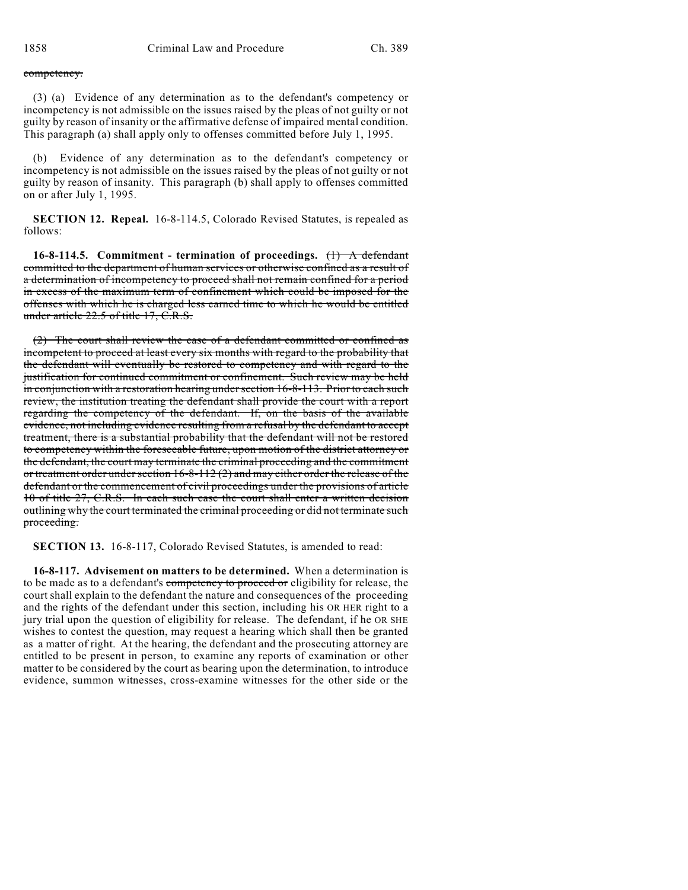~~competency.~~

(3) (a) Evidence of any determination as to the defendant's competency or incompetency is not admissible on the issues raised by the pleas of not guilty or not guilty by reason of insanity or the affirmative defense of impaired mental condition. This paragraph (a) shall apply only to offenses committed before July 1, 1995.

(b) Evidence of any determination as to the defendant's competency or incompetency is not admissible on the issues raised by the pleas of not guilty or not guilty by reason of insanity. This paragraph (b) shall apply to offenses committed on or after July 1, 1995.

**SECTION 12. Repeal.** 16-8-114.5, Colorado Revised Statutes, is repealed as follows:

**16-8-114.5. Commitment - termination of proceedings.** ~~(1) A defendant committed to the department of human services or otherwise confined as a result of a determination of incompetency to proceed shall not remain confined for a period in excess of the maximum term of confinement which could be imposed for the offenses with which he is charged less earned time to which he would be entitled under article 22.5 of title 17, C.R.S.~~

~~(2) The court shall review the case of a defendant committed or confined as incompetent to proceed at least every six months with regard to the probability that the defendant will eventually be restored to competency and with regard to the justification for continued commitment or confinement. Such review may be held in conjunction with a restoration hearing under section 16-8-113. Prior to each such review, the institution treating the defendant shall provide the court with a report regarding the competency of the defendant. If, on the basis of the available evidence, not including evidence resulting from a refusal by the defendant to accept treatment, there is a substantial probability that the defendant will not be restored to competency within the foreseeable future, upon motion of the district attorney or the defendant, the court may terminate the criminal proceeding and the commitment or treatment order under section 16-8-112 (2) and may either order the release of the defendant or the commencement of civil proceedings under the provisions of article 10 of title 27, C.R.S. In each such case the court shall enter a written decision outlining why the court terminated the criminal proceeding or did not terminate such proceeding.~~

**SECTION 13.** 16-8-117, Colorado Revised Statutes, is amended to read:

**16-8-117. Advisement on matters to be determined.** When a determination is to be made as to a defendant's ~~competency to proceed or~~ eligibility for release, the court shall explain to the defendant the nature and consequences of the proceeding and the rights of the defendant under this section, including his OR HER right to a jury trial upon the question of eligibility for release. The defendant, if he OR SHE wishes to contest the question, may request a hearing which shall then be granted as a matter of right. At the hearing, the defendant and the prosecuting attorney are entitled to be present in person, to examine any reports of examination or other matter to be considered by the court as bearing upon the determination, to introduce evidence, summon witnesses, cross-examine witnesses for the other side or the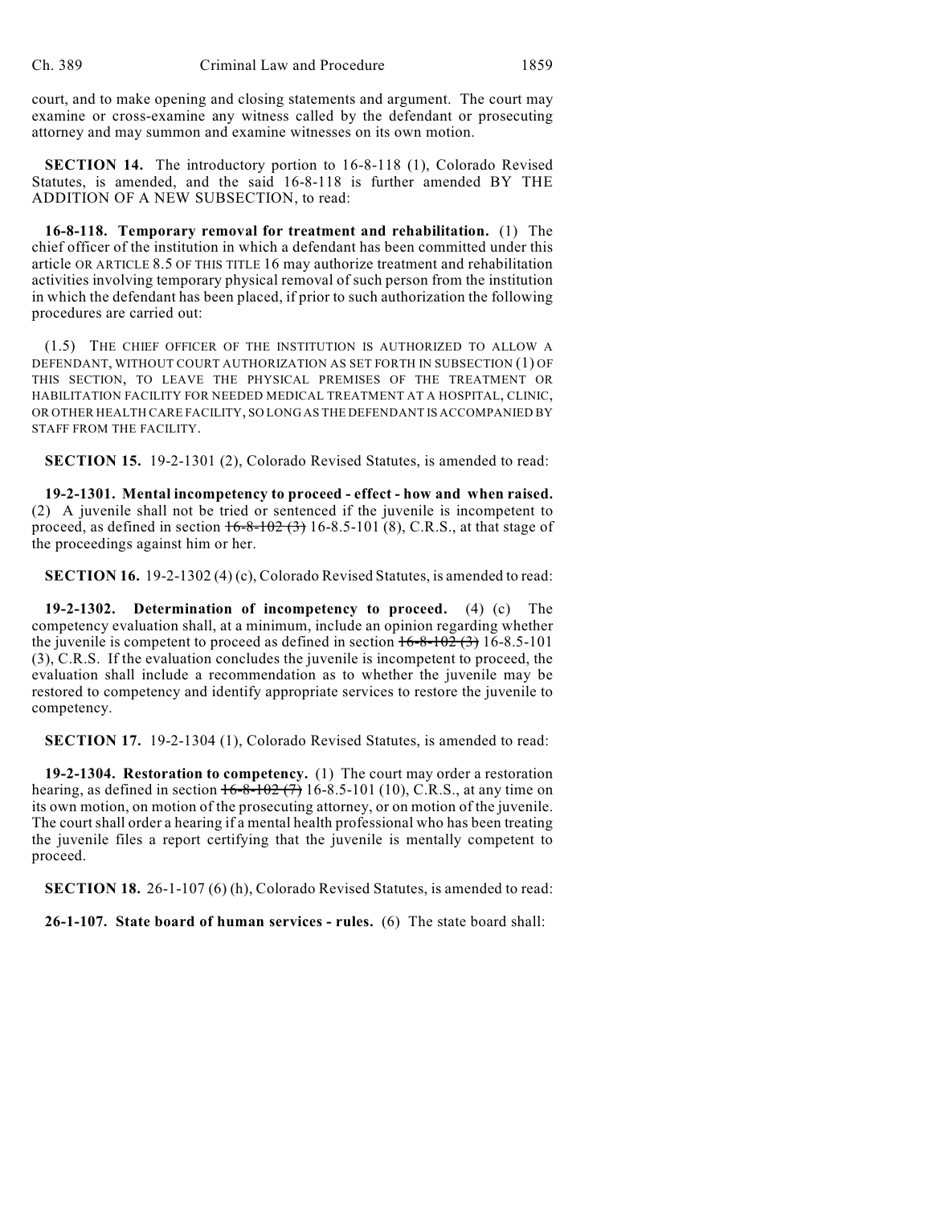court, and to make opening and closing statements and argument. The court may examine or cross-examine any witness called by the defendant or prosecuting attorney and may summon and examine witnesses on its own motion.

**SECTION 14.** The introductory portion to 16-8-118 (1), Colorado Revised Statutes, is amended, and the said 16-8-118 is further amended BY THE ADDITION OF A NEW SUBSECTION, to read:

**16-8-118. Temporary removal for treatment and rehabilitation.** (1) The chief officer of the institution in which a defendant has been committed under this article OR ARTICLE 8.5 OF THIS TITLE 16 may authorize treatment and rehabilitation activities involving temporary physical removal of such person from the institution in which the defendant has been placed, if prior to such authorization the following procedures are carried out:

(1.5) THE CHIEF OFFICER OF THE INSTITUTION IS AUTHORIZED TO ALLOW A DEFENDANT, WITHOUT COURT AUTHORIZATION AS SET FORTH IN SUBSECTION (1) OF THIS SECTION, TO LEAVE THE PHYSICAL PREMISES OF THE TREATMENT OR HABILITATION FACILITY FOR NEEDED MEDICAL TREATMENT AT A HOSPITAL, CLINIC, OR OTHER HEALTH CARE FACILITY, SO LONG AS THE DEFENDANT IS ACCOMPANIED BY STAFF FROM THE FACILITY.

**SECTION 15.** 19-2-1301 (2), Colorado Revised Statutes, is amended to read:

**19-2-1301. Mental incompetency to proceed - effect - how and when raised.** (2) A juvenile shall not be tried or sentenced if the juvenile is incompetent to proceed, as defined in section ~~16-8-102 (3)~~ 16-8.5-101 (8), C.R.S., at that stage of the proceedings against him or her.

**SECTION 16.** 19-2-1302 (4) (c), Colorado Revised Statutes, is amended to read:

**19-2-1302. Determination of incompetency to proceed.** (4) (c) The competency evaluation shall, at a minimum, include an opinion regarding whether the juvenile is competent to proceed as defined in section ~~16-8-102 (3)~~ 16-8.5-101 (3), C.R.S. If the evaluation concludes the juvenile is incompetent to proceed, the evaluation shall include a recommendation as to whether the juvenile may be restored to competency and identify appropriate services to restore the juvenile to competency.

**SECTION 17.** 19-2-1304 (1), Colorado Revised Statutes, is amended to read:

**19-2-1304. Restoration to competency.** (1) The court may order a restoration hearing, as defined in section ~~16-8-102 (7)~~ 16-8.5-101 (10), C.R.S., at any time on its own motion, on motion of the prosecuting attorney, or on motion of the juvenile. The court shall order a hearing if a mental health professional who has been treating the juvenile files a report certifying that the juvenile is mentally competent to proceed.

**SECTION 18.** 26-1-107 (6) (h), Colorado Revised Statutes, is amended to read:

**26-1-107. State board of human services - rules.** (6) The state board shall: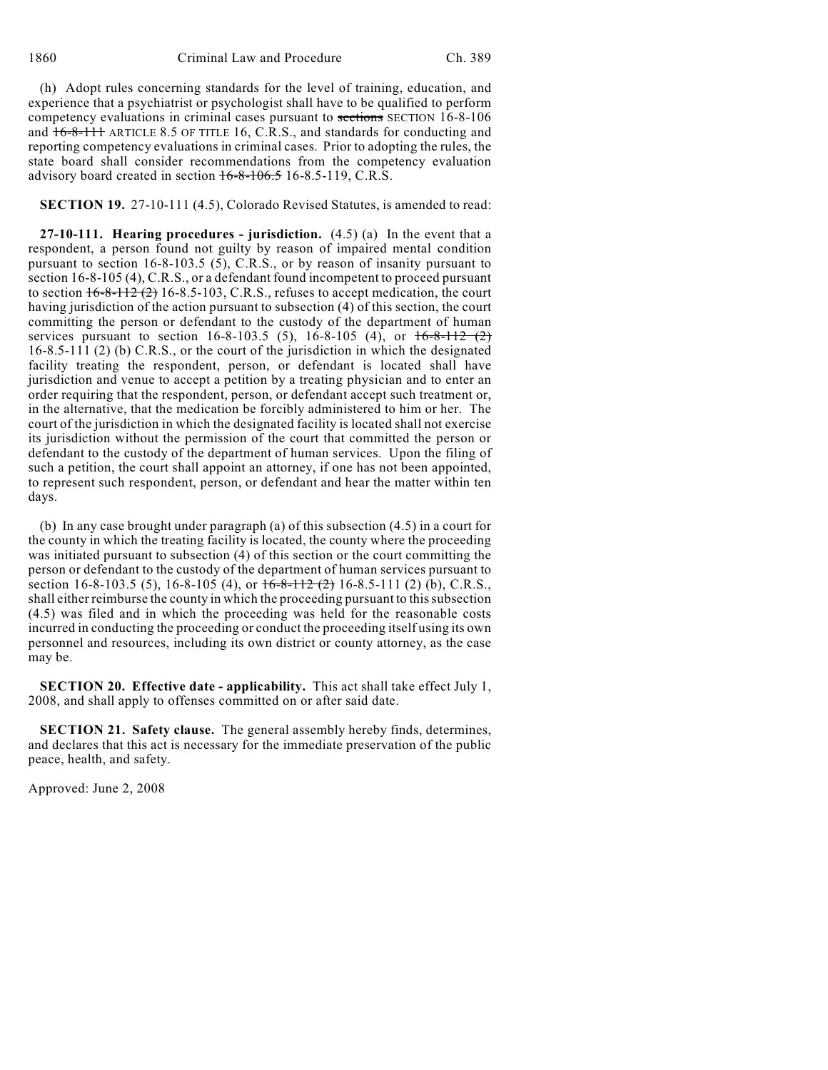(h) Adopt rules concerning standards for the level of training, education, and experience that a psychiatrist or psychologist shall have to be qualified to perform competency evaluations in criminal cases pursuant to ~~sections~~ SECTION 16-8-106 and ~~16-8-111~~ ARTICLE 8.5 OF TITLE 16, C.R.S., and standards for conducting and reporting competency evaluations in criminal cases. Prior to adopting the rules, the state board shall consider recommendations from the competency evaluation advisory board created in section ~~16-8-106.5~~ 16-8.5-119, C.R.S.

**SECTION 19.** 27-10-111 (4.5), Colorado Revised Statutes, is amended to read:

**27-10-111. Hearing procedures - jurisdiction.** (4.5) (a) In the event that a respondent, a person found not guilty by reason of impaired mental condition pursuant to section 16-8-103.5 (5), C.R.S., or by reason of insanity pursuant to section 16-8-105 (4), C.R.S., or a defendant found incompetent to proceed pursuant to section ~~16-8-112 (2)~~ 16-8.5-103, C.R.S., refuses to accept medication, the court having jurisdiction of the action pursuant to subsection (4) of this section, the court committing the person or defendant to the custody of the department of human services pursuant to section 16-8-103.5 (5), 16-8-105 (4), or ~~16-8-112 (2)~~ 16-8.5-111 (2) (b) C.R.S., or the court of the jurisdiction in which the designated facility treating the respondent, person, or defendant is located shall have jurisdiction and venue to accept a petition by a treating physician and to enter an order requiring that the respondent, person, or defendant accept such treatment or, in the alternative, that the medication be forcibly administered to him or her. The court of the jurisdiction in which the designated facility is located shall not exercise its jurisdiction without the permission of the court that committed the person or defendant to the custody of the department of human services. Upon the filing of such a petition, the court shall appoint an attorney, if one has not been appointed, to represent such respondent, person, or defendant and hear the matter within ten days.

(b) In any case brought under paragraph (a) of this subsection (4.5) in a court for the county in which the treating facility is located, the county where the proceeding was initiated pursuant to subsection (4) of this section or the court committing the person or defendant to the custody of the department of human services pursuant to section 16-8-103.5 (5), 16-8-105 (4), or ~~16-8-112 (2)~~ 16-8.5-111 (2) (b), C.R.S., shall either reimburse the county in which the proceeding pursuant to this subsection (4.5) was filed and in which the proceeding was held for the reasonable costs incurred in conducting the proceeding or conduct the proceeding itself using its own personnel and resources, including its own district or county attorney, as the case may be.

**SECTION 20. Effective date - applicability.** This act shall take effect July 1, 2008, and shall apply to offenses committed on or after said date.

**SECTION 21. Safety clause.** The general assembly hereby finds, determines, and declares that this act is necessary for the immediate preservation of the public peace, health, and safety.

Approved: June 2, 2008